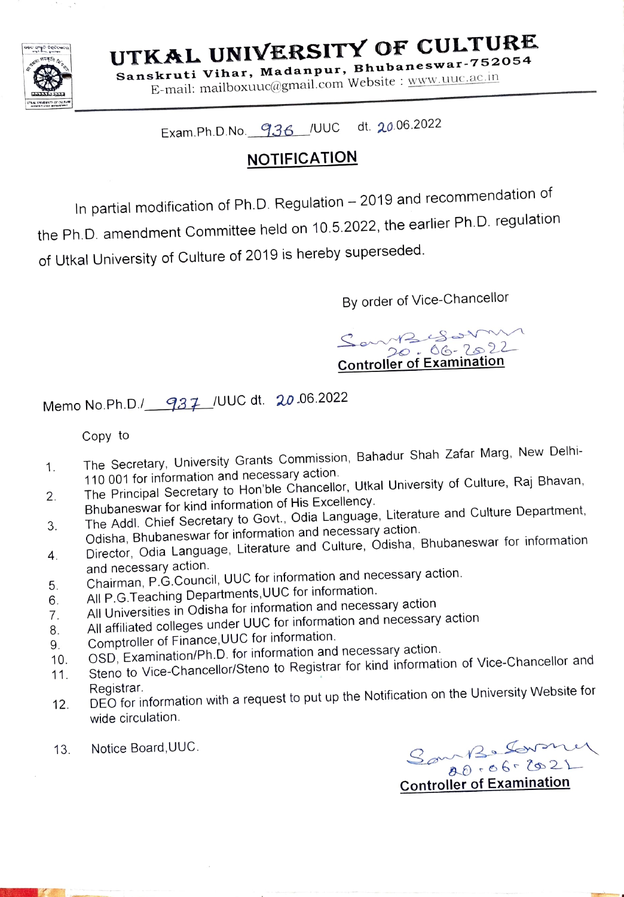# UTKAL UNIVERSITY OF CULTURE

**Sanskruti Vihar, Madanpur, Bhubaneswar-752054**

E-mail: mailboxuuc@gmail.com Website : www.uuc.ac.in

Exam.Ph.D.No. 936 /UUC dt. 20.06.2022

## NOTIFICATION

In partial modification of Ph.D. Regulation – 2019 and recommendation of the Ph.D. amendment Committee held on 10.5.2022, the earlier Ph.D. regulation of Utkal University of Culture of 2019 is hereby superseded.

By order of Vice-Chancellor

(Signed) 20.06.2022

**Controller of Examination**

Memo No.Ph.D./ 937 /UUC dt. 20.06.2022

Copy to

1. The Secretary, University Grants Commission, Bahadur Shah Zafar Marg, New Delhi-110 001 for information and necessary action.
2. The Principal Secretary to Hon'ble Chancellor, Utkal University of Culture, Raj Bhavan, Bhubaneswar for kind information of His Excellency.
3. The Addl. Chief Secretary to Govt., Odia Language, Literature and Culture Department, Odisha, Bhubaneswar for information and necessary action.
4. Director, Odia Language, Literature and Culture, Odisha, Bhubaneswar for information and necessary action.
5. Chairman, P.G.Council, UUC for information and necessary action.
6. All P.G.Teaching Departments,UUC for information.
7. All Universities in Odisha for information and necessary action
8. All affiliated colleges under UUC for information and necessary action
9. Comptroller of Finance,UUC for information.
10. OSD, Examination/Ph.D. for information and necessary action.
11. Steno to Vice-Chancellor/Steno to Registrar for kind information of Vice-Chancellor and Registrar.
12. DEO for information with a request to put up the Notification on the University Website for wide circulation.
13. Notice Board,UUC.

(Signed) 20.06.2022

**Controller of Examination**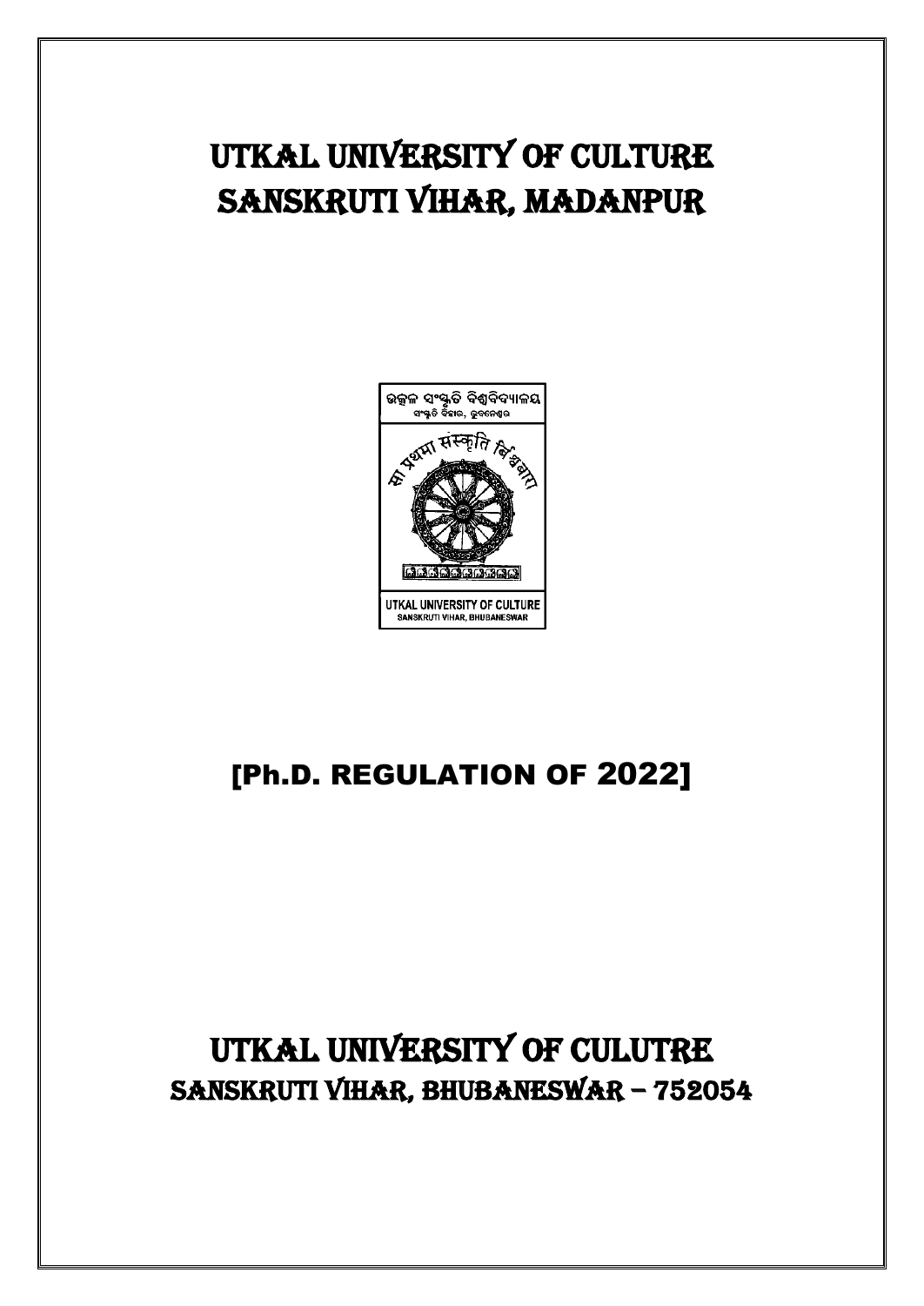# UTKAL UNIVERSITY OF CULTURE
# SANSKRUTI VIHAR, MADANPUR

## [Ph.D. REGULATION OF 2022]

# UTKAL UNIVERSITY OF CULUTRE
## SANSKRUTI VIHAR, BHUBANESWAR – 752054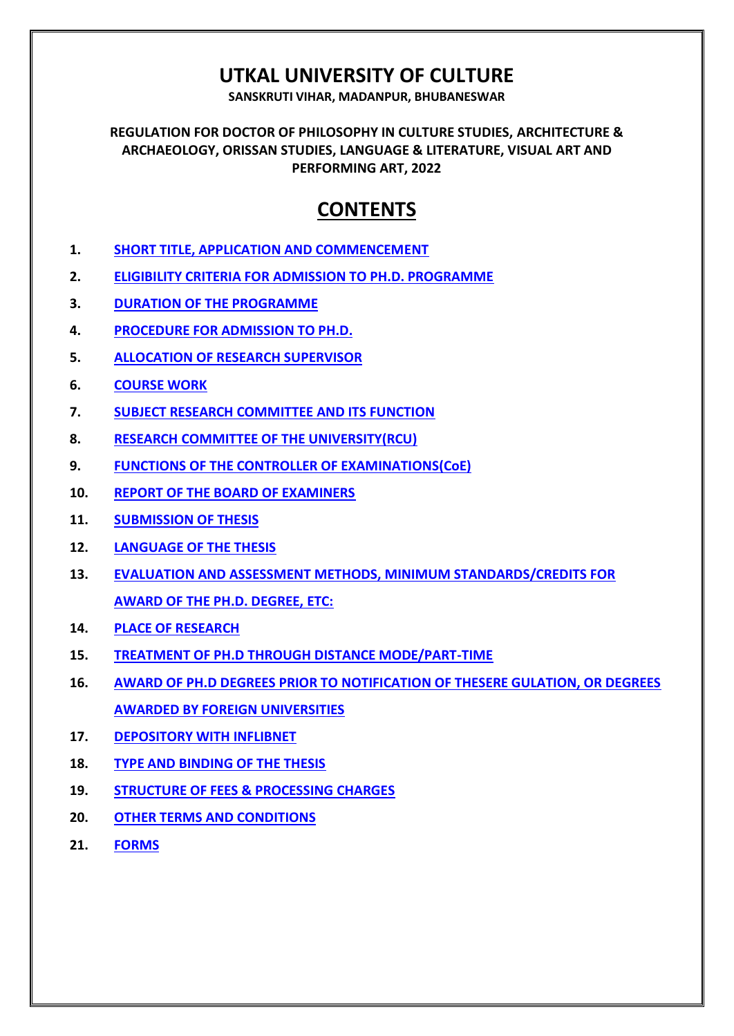# UTKAL UNIVERSITY OF CULTURE

**SANSKRUTI VIHAR, MADANPUR, BHUBANESWAR**

**REGULATION FOR DOCTOR OF PHILOSOPHY IN CULTURE STUDIES, ARCHITECTURE & ARCHAEOLOGY, ORISSAN STUDIES, LANGUAGE & LITERATURE, VISUAL ART AND PERFORMING ART, 2022**

## CONTENTS

1. SHORT TITLE, APPLICATION AND COMMENCEMENT
2. ELIGIBILITY CRITERIA FOR ADMISSION TO PH.D. PROGRAMME
3. DURATION OF THE PROGRAMME
4. PROCEDURE FOR ADMISSION TO PH.D.
5. ALLOCATION OF RESEARCH SUPERVISOR
6. COURSE WORK
7. SUBJECT RESEARCH COMMITTEE AND ITS FUNCTION
8. RESEARCH COMMITTEE OF THE UNIVERSITY(RCU)
9. FUNCTIONS OF THE CONTROLLER OF EXAMINATIONS(CoE)
10. REPORT OF THE BOARD OF EXAMINERS
11. SUBMISSION OF THESIS
12. LANGUAGE OF THE THESIS
13. EVALUATION AND ASSESSMENT METHODS, MINIMUM STANDARDS/CREDITS FOR AWARD OF THE PH.D. DEGREE, ETC:
14. PLACE OF RESEARCH
15. TREATMENT OF PH.D THROUGH DISTANCE MODE/PART-TIME
16. AWARD OF PH.D DEGREES PRIOR TO NOTIFICATION OF THESERE GULATION, OR DEGREES AWARDED BY FOREIGN UNIVERSITIES
17. DEPOSITORY WITH INFLIBNET
18. TYPE AND BINDING OF THE THESIS
19. STRUCTURE OF FEES & PROCESSING CHARGES
20. OTHER TERMS AND CONDITIONS
21. FORMS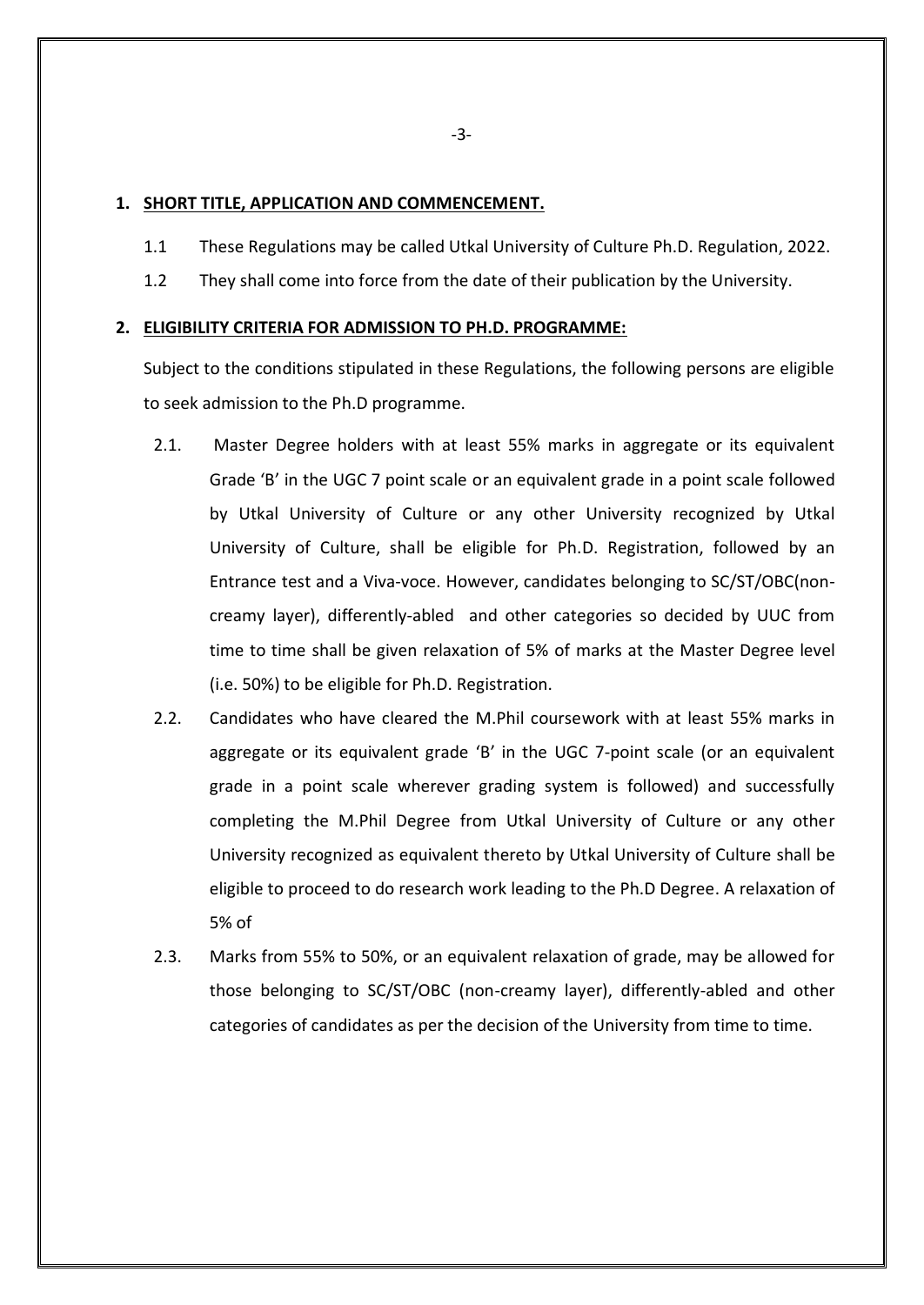## 1. SHORT TITLE, APPLICATION AND COMMENCEMENT.

1.1 These Regulations may be called Utkal University of Culture Ph.D. Regulation, 2022.

1.2 They shall come into force from the date of their publication by the University.

## 2. ELIGIBILITY CRITERIA FOR ADMISSION TO PH.D. PROGRAMME:

Subject to the conditions stipulated in these Regulations, the following persons are eligible to seek admission to the Ph.D programme.

2.1. Master Degree holders with at least 55% marks in aggregate or its equivalent Grade 'B' in the UGC 7 point scale or an equivalent grade in a point scale followed by Utkal University of Culture or any other University recognized by Utkal University of Culture, shall be eligible for Ph.D. Registration, followed by an Entrance test and a Viva-voce. However, candidates belonging to SC/ST/OBC(non-creamy layer), differently-abled and other categories so decided by UUC from time to time shall be given relaxation of 5% of marks at the Master Degree level (i.e. 50%) to be eligible for Ph.D. Registration.

2.2. Candidates who have cleared the M.Phil coursework with at least 55% marks in aggregate or its equivalent grade 'B' in the UGC 7-point scale (or an equivalent grade in a point scale wherever grading system is followed) and successfully completing the M.Phil Degree from Utkal University of Culture or any other University recognized as equivalent thereto by Utkal University of Culture shall be eligible to proceed to do research work leading to the Ph.D Degree. A relaxation of 5% of

2.3. Marks from 55% to 50%, or an equivalent relaxation of grade, may be allowed for those belonging to SC/ST/OBC (non-creamy layer), differently-abled and other categories of candidates as per the decision of the University from time to time.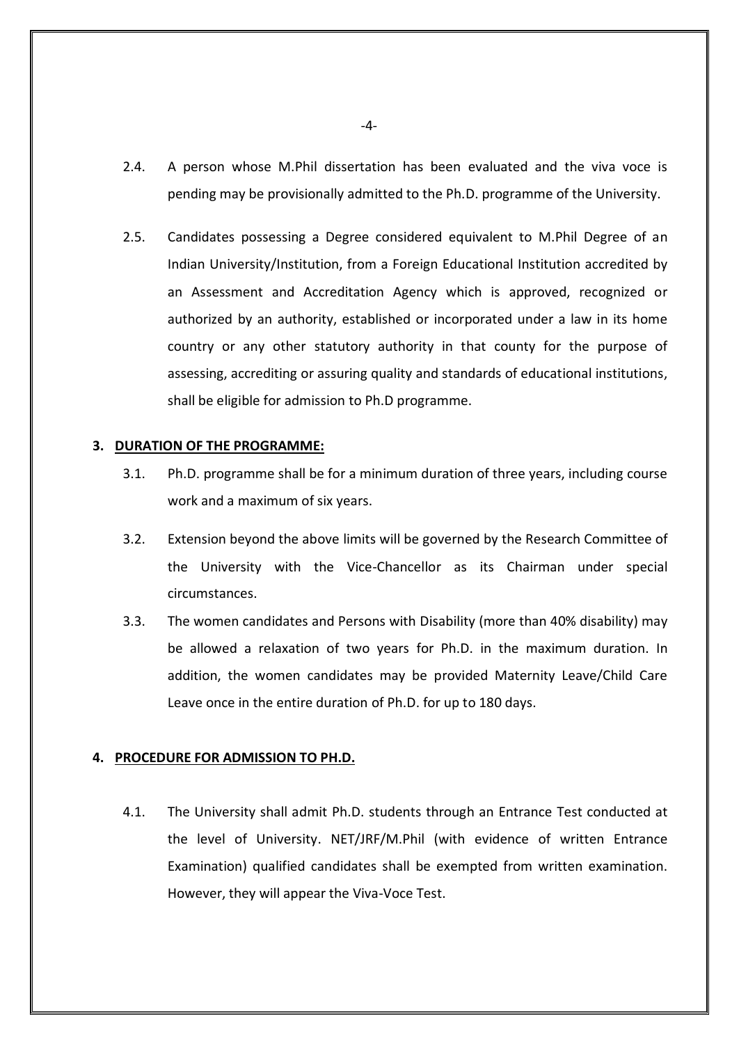2.4. A person whose M.Phil dissertation has been evaluated and the viva voce is pending may be provisionally admitted to the Ph.D. programme of the University.

2.5. Candidates possessing a Degree considered equivalent to M.Phil Degree of an Indian University/Institution, from a Foreign Educational Institution accredited by an Assessment and Accreditation Agency which is approved, recognized or authorized by an authority, established or incorporated under a law in its home country or any other statutory authority in that county for the purpose of assessing, accrediting or assuring quality and standards of educational institutions, shall be eligible for admission to Ph.D programme.

## 3. DURATION OF THE PROGRAMME:

3.1. Ph.D. programme shall be for a minimum duration of three years, including course work and a maximum of six years.

3.2. Extension beyond the above limits will be governed by the Research Committee of the University with the Vice-Chancellor as its Chairman under special circumstances.

3.3. The women candidates and Persons with Disability (more than 40% disability) may be allowed a relaxation of two years for Ph.D. in the maximum duration. In addition, the women candidates may be provided Maternity Leave/Child Care Leave once in the entire duration of Ph.D. for up to 180 days.

## 4. PROCEDURE FOR ADMISSION TO PH.D.

4.1. The University shall admit Ph.D. students through an Entrance Test conducted at the level of University. NET/JRF/M.Phil (with evidence of written Entrance Examination) qualified candidates shall be exempted from written examination. However, they will appear the Viva-Voce Test.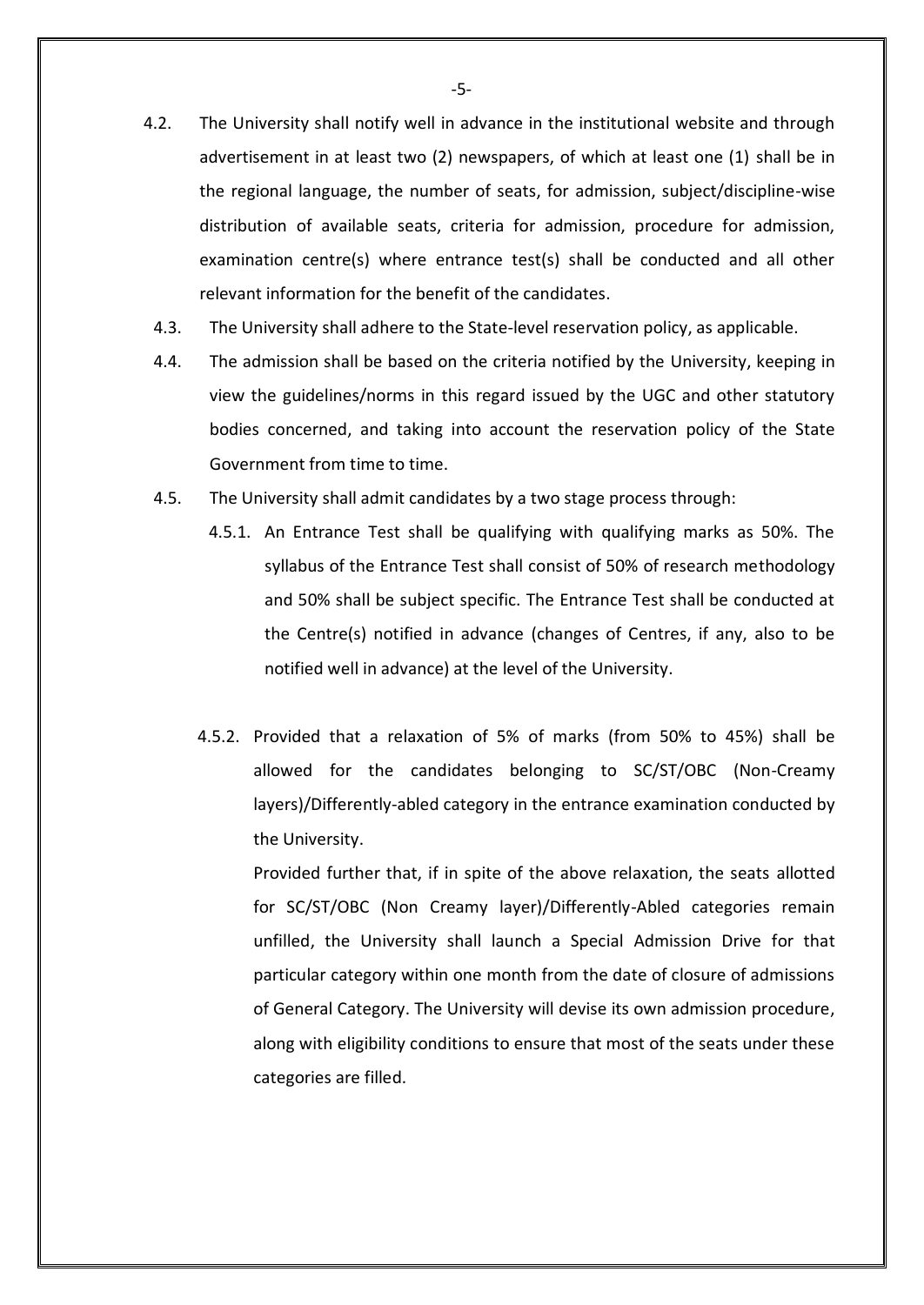4.2. The University shall notify well in advance in the institutional website and through advertisement in at least two (2) newspapers, of which at least one (1) shall be in the regional language, the number of seats, for admission, subject/discipline-wise distribution of available seats, criteria for admission, procedure for admission, examination centre(s) where entrance test(s) shall be conducted and all other relevant information for the benefit of the candidates.

4.3. The University shall adhere to the State-level reservation policy, as applicable.

4.4. The admission shall be based on the criteria notified by the University, keeping in view the guidelines/norms in this regard issued by the UGC and other statutory bodies concerned, and taking into account the reservation policy of the State Government from time to time.

4.5. The University shall admit candidates by a two stage process through:

4.5.1. An Entrance Test shall be qualifying with qualifying marks as 50%. The syllabus of the Entrance Test shall consist of 50% of research methodology and 50% shall be subject specific. The Entrance Test shall be conducted at the Centre(s) notified in advance (changes of Centres, if any, also to be notified well in advance) at the level of the University.

4.5.2. Provided that a relaxation of 5% of marks (from 50% to 45%) shall be allowed for the candidates belonging to SC/ST/OBC (Non-Creamy layers)/Differently-abled category in the entrance examination conducted by the University.

Provided further that, if in spite of the above relaxation, the seats allotted for SC/ST/OBC (Non Creamy layer)/Differently-Abled categories remain unfilled, the University shall launch a Special Admission Drive for that particular category within one month from the date of closure of admissions of General Category. The University will devise its own admission procedure, along with eligibility conditions to ensure that most of the seats under these categories are filled.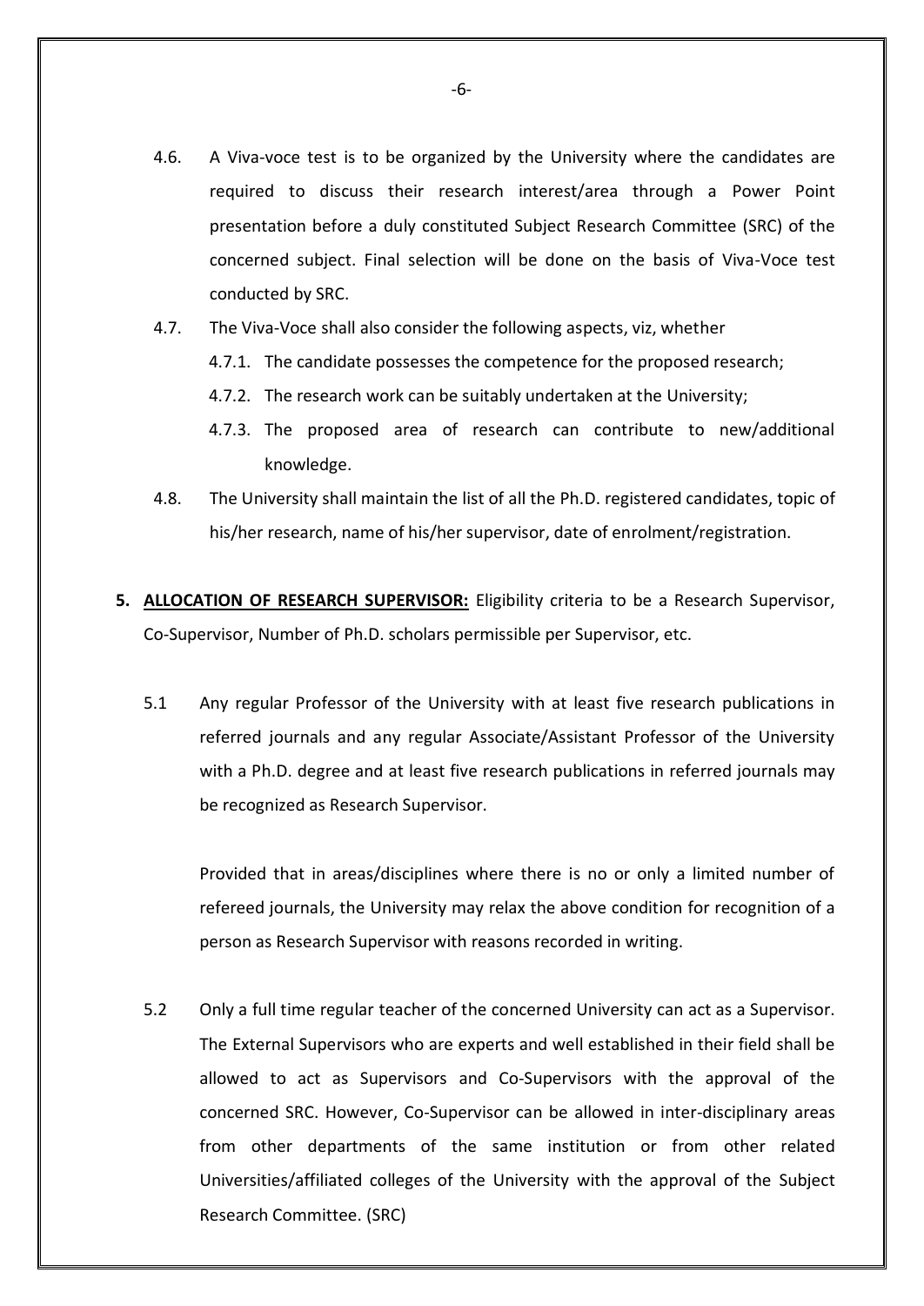4.6. A Viva-voce test is to be organized by the University where the candidates are required to discuss their research interest/area through a Power Point presentation before a duly constituted Subject Research Committee (SRC) of the concerned subject. Final selection will be done on the basis of Viva-Voce test conducted by SRC.

4.7. The Viva-Voce shall also consider the following aspects, viz, whether

4.7.1. The candidate possesses the competence for the proposed research;

4.7.2. The research work can be suitably undertaken at the University;

4.7.3. The proposed area of research can contribute to new/additional knowledge.

4.8. The University shall maintain the list of all the Ph.D. registered candidates, topic of his/her research, name of his/her supervisor, date of enrolment/registration.

**5. ALLOCATION OF RESEARCH SUPERVISOR:** Eligibility criteria to be a Research Supervisor, Co-Supervisor, Number of Ph.D. scholars permissible per Supervisor, etc.

5.1 Any regular Professor of the University with at least five research publications in referred journals and any regular Associate/Assistant Professor of the University with a Ph.D. degree and at least five research publications in referred journals may be recognized as Research Supervisor.

Provided that in areas/disciplines where there is no or only a limited number of refereed journals, the University may relax the above condition for recognition of a person as Research Supervisor with reasons recorded in writing.

5.2 Only a full time regular teacher of the concerned University can act as a Supervisor. The External Supervisors who are experts and well established in their field shall be allowed to act as Supervisors and Co-Supervisors with the approval of the concerned SRC. However, Co-Supervisor can be allowed in inter-disciplinary areas from other departments of the same institution or from other related Universities/affiliated colleges of the University with the approval of the Subject Research Committee. (SRC)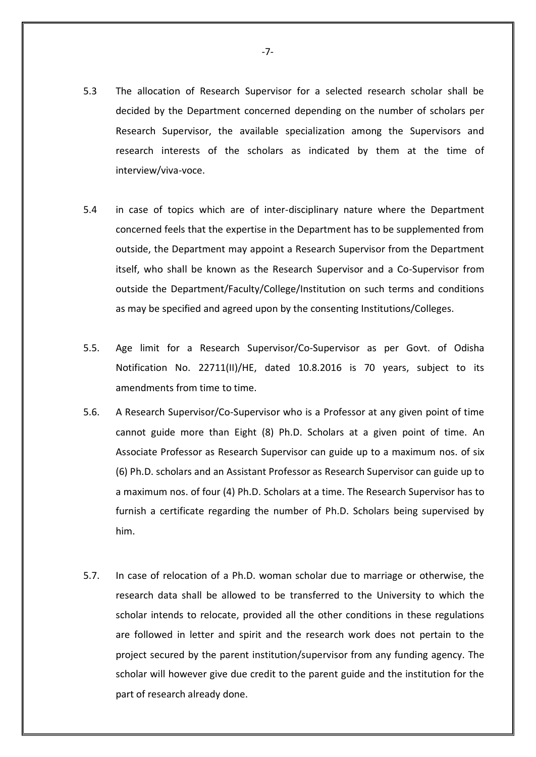5.3 The allocation of Research Supervisor for a selected research scholar shall be decided by the Department concerned depending on the number of scholars per Research Supervisor, the available specialization among the Supervisors and research interests of the scholars as indicated by them at the time of interview/viva-voce.

5.4 in case of topics which are of inter-disciplinary nature where the Department concerned feels that the expertise in the Department has to be supplemented from outside, the Department may appoint a Research Supervisor from the Department itself, who shall be known as the Research Supervisor and a Co-Supervisor from outside the Department/Faculty/College/Institution on such terms and conditions as may be specified and agreed upon by the consenting Institutions/Colleges.

5.5. Age limit for a Research Supervisor/Co-Supervisor as per Govt. of Odisha Notification No. 22711(II)/HE, dated 10.8.2016 is 70 years, subject to its amendments from time to time.

5.6. A Research Supervisor/Co-Supervisor who is a Professor at any given point of time cannot guide more than Eight (8) Ph.D. Scholars at a given point of time. An Associate Professor as Research Supervisor can guide up to a maximum nos. of six (6) Ph.D. scholars and an Assistant Professor as Research Supervisor can guide up to a maximum nos. of four (4) Ph.D. Scholars at a time. The Research Supervisor has to furnish a certificate regarding the number of Ph.D. Scholars being supervised by him.

5.7. In case of relocation of a Ph.D. woman scholar due to marriage or otherwise, the research data shall be allowed to be transferred to the University to which the scholar intends to relocate, provided all the other conditions in these regulations are followed in letter and spirit and the research work does not pertain to the project secured by the parent institution/supervisor from any funding agency. The scholar will however give due credit to the parent guide and the institution for the part of research already done.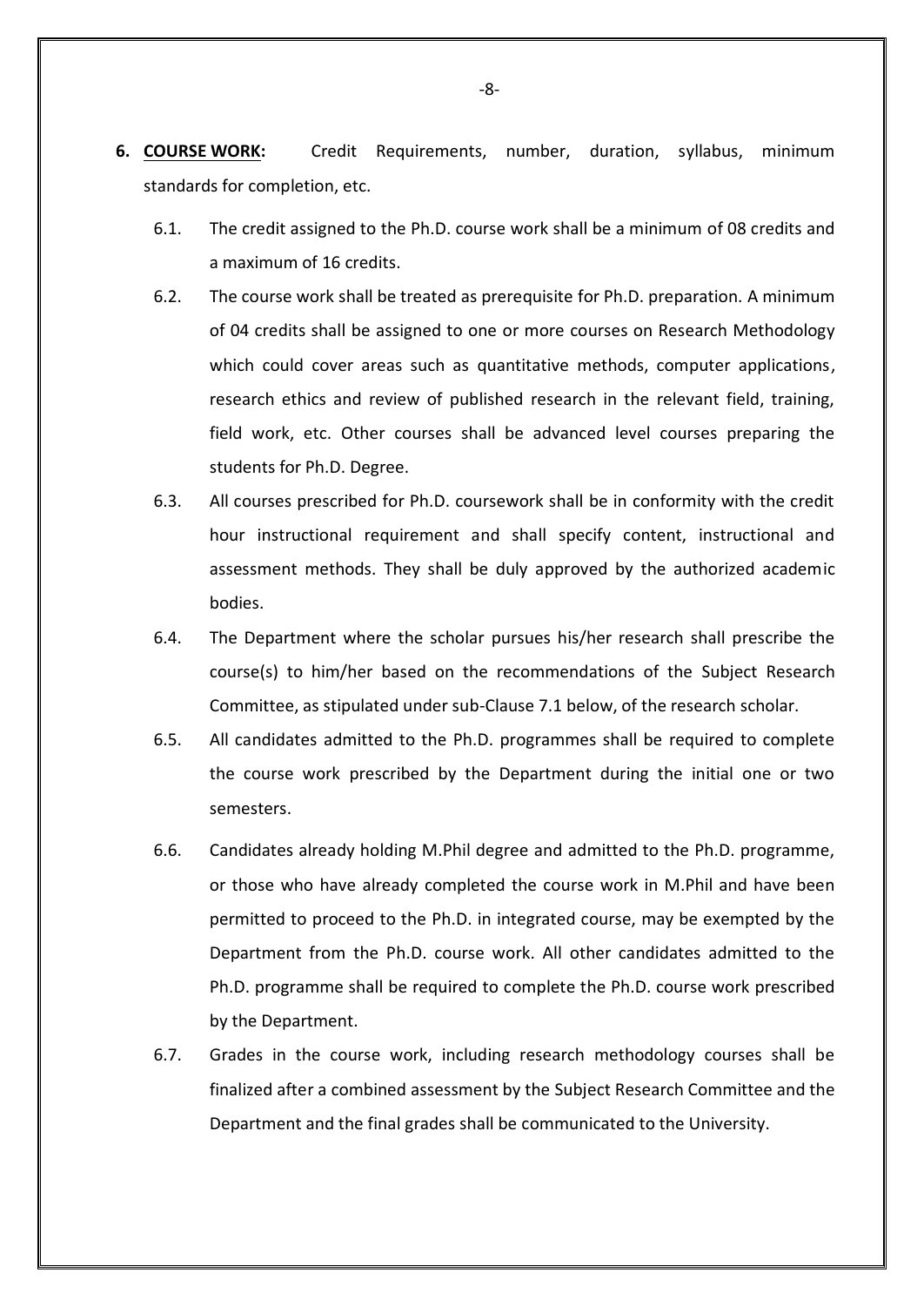**6. <u>COURSE WORK</u>:** Credit Requirements, number, duration, syllabus, minimum standards for completion, etc.

6.1. The credit assigned to the Ph.D. course work shall be a minimum of 08 credits and a maximum of 16 credits.

6.2. The course work shall be treated as prerequisite for Ph.D. preparation. A minimum of 04 credits shall be assigned to one or more courses on Research Methodology which could cover areas such as quantitative methods, computer applications, research ethics and review of published research in the relevant field, training, field work, etc. Other courses shall be advanced level courses preparing the students for Ph.D. Degree.

6.3. All courses prescribed for Ph.D. coursework shall be in conformity with the credit hour instructional requirement and shall specify content, instructional and assessment methods. They shall be duly approved by the authorized academic bodies.

6.4. The Department where the scholar pursues his/her research shall prescribe the course(s) to him/her based on the recommendations of the Subject Research Committee, as stipulated under sub-Clause 7.1 below, of the research scholar.

6.5. All candidates admitted to the Ph.D. programmes shall be required to complete the course work prescribed by the Department during the initial one or two semesters.

6.6. Candidates already holding M.Phil degree and admitted to the Ph.D. programme, or those who have already completed the course work in M.Phil and have been permitted to proceed to the Ph.D. in integrated course, may be exempted by the Department from the Ph.D. course work. All other candidates admitted to the Ph.D. programme shall be required to complete the Ph.D. course work prescribed by the Department.

6.7. Grades in the course work, including research methodology courses shall be finalized after a combined assessment by the Subject Research Committee and the Department and the final grades shall be communicated to the University.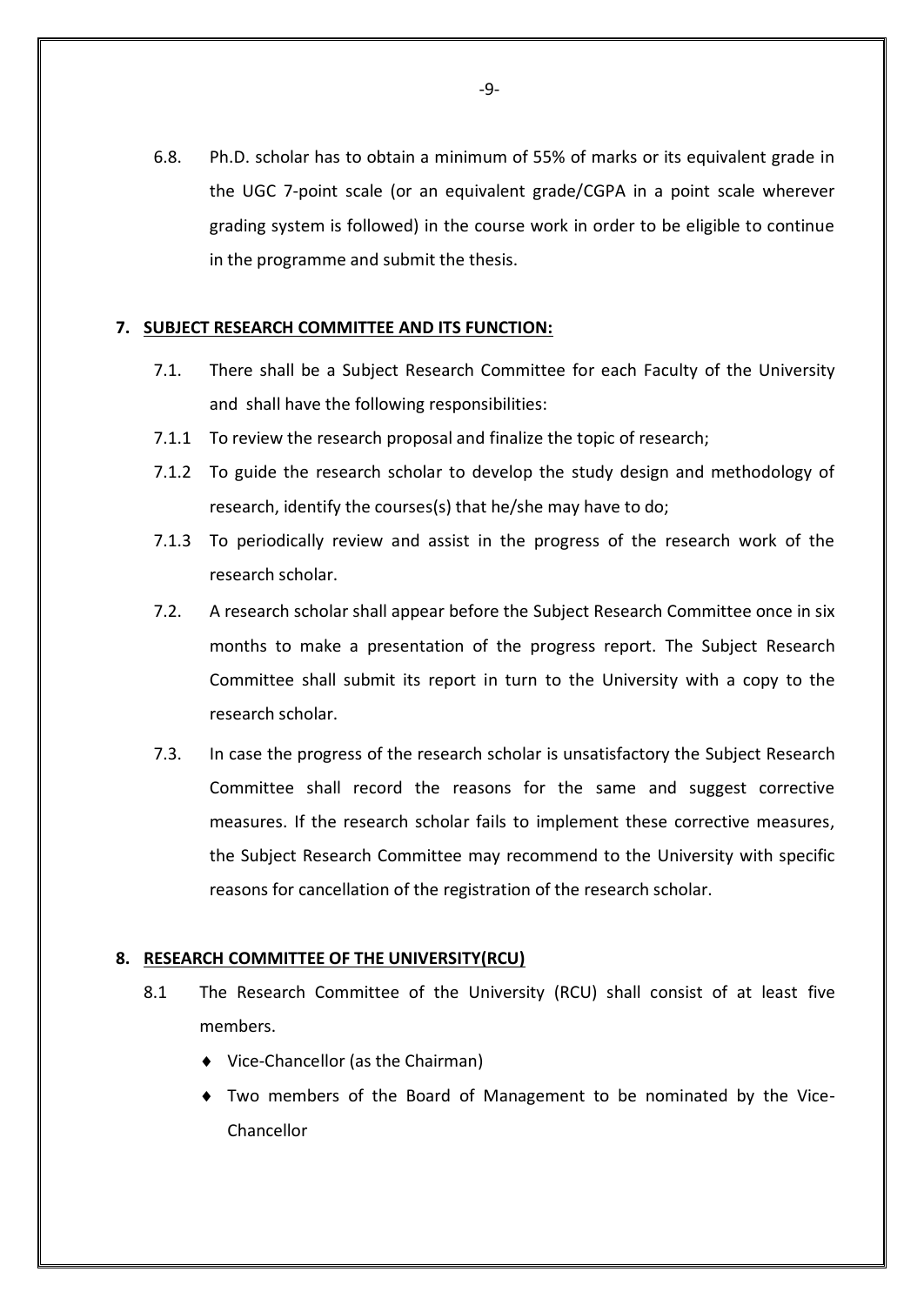6.8. Ph.D. scholar has to obtain a minimum of 55% of marks or its equivalent grade in the UGC 7-point scale (or an equivalent grade/CGPA in a point scale wherever grading system is followed) in the course work in order to be eligible to continue in the programme and submit the thesis.

## 7. SUBJECT RESEARCH COMMITTEE AND ITS FUNCTION:

7.1. There shall be a Subject Research Committee for each Faculty of the University and shall have the following responsibilities:

7.1.1 To review the research proposal and finalize the topic of research;

7.1.2 To guide the research scholar to develop the study design and methodology of research, identify the courses(s) that he/she may have to do;

7.1.3 To periodically review and assist in the progress of the research work of the research scholar.

7.2. A research scholar shall appear before the Subject Research Committee once in six months to make a presentation of the progress report. The Subject Research Committee shall submit its report in turn to the University with a copy to the research scholar.

7.3. In case the progress of the research scholar is unsatisfactory the Subject Research Committee shall record the reasons for the same and suggest corrective measures. If the research scholar fails to implement these corrective measures, the Subject Research Committee may recommend to the University with specific reasons for cancellation of the registration of the research scholar.

## 8. RESEARCH COMMITTEE OF THE UNIVERSITY(RCU)

8.1 The Research Committee of the University (RCU) shall consist of at least five members.

- Vice-Chancellor (as the Chairman)
- Two members of the Board of Management to be nominated by the Vice-Chancellor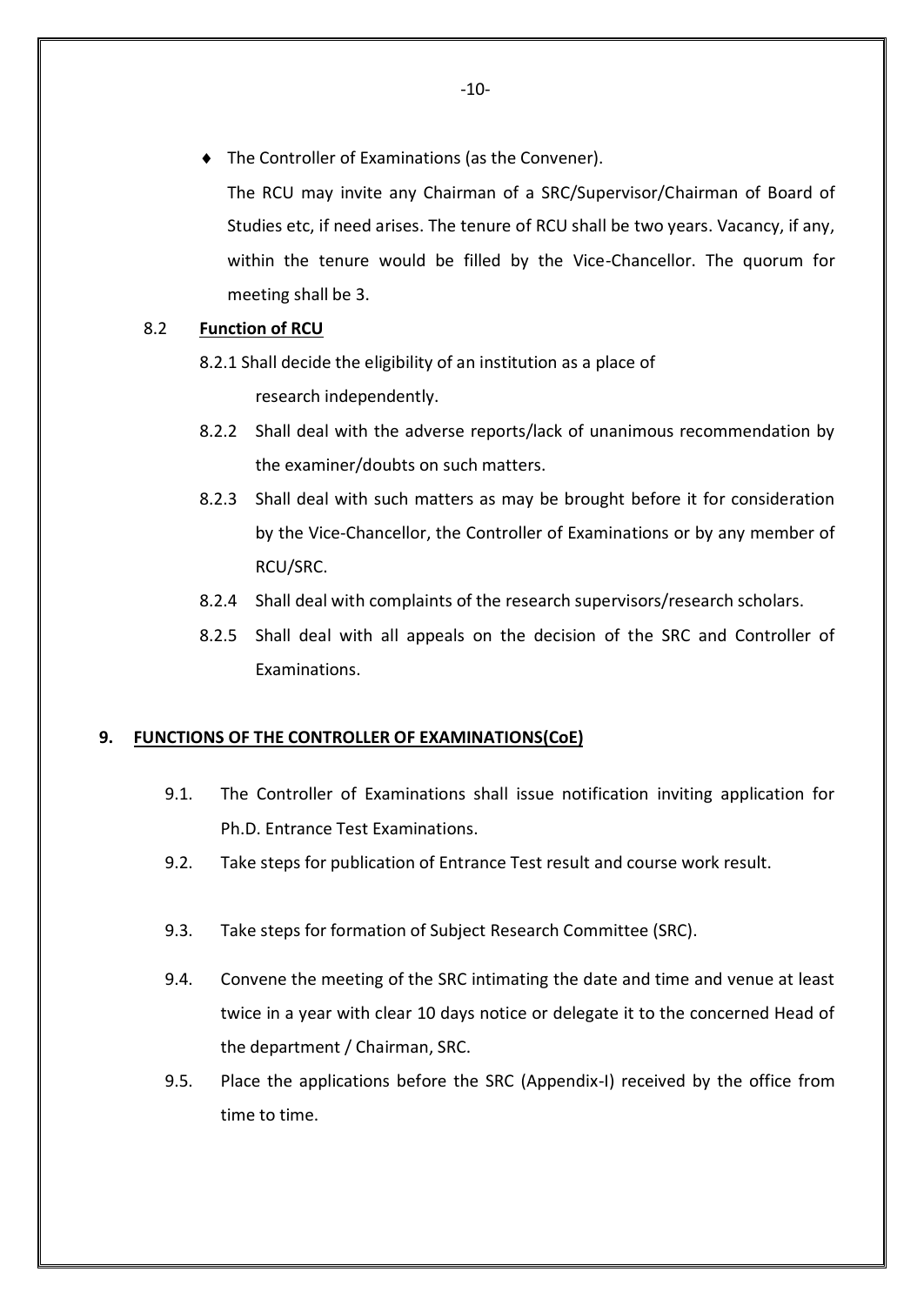- The Controller of Examinations (as the Convener).

  The RCU may invite any Chairman of a SRC/Supervisor/Chairman of Board of Studies etc, if need arises. The tenure of RCU shall be two years. Vacancy, if any, within the tenure would be filled by the Vice-Chancellor. The quorum for meeting shall be 3.

8.2 **Function of RCU**

8.2.1 Shall decide the eligibility of an institution as a place of research independently.

8.2.2 Shall deal with the adverse reports/lack of unanimous recommendation by the examiner/doubts on such matters.

8.2.3 Shall deal with such matters as may be brought before it for consideration by the Vice-Chancellor, the Controller of Examinations or by any member of RCU/SRC.

8.2.4 Shall deal with complaints of the research supervisors/research scholars.

8.2.5 Shall deal with all appeals on the decision of the SRC and Controller of Examinations.

## 9. FUNCTIONS OF THE CONTROLLER OF EXAMINATIONS(CoE)

9.1. The Controller of Examinations shall issue notification inviting application for Ph.D. Entrance Test Examinations.

9.2. Take steps for publication of Entrance Test result and course work result.

9.3. Take steps for formation of Subject Research Committee (SRC).

9.4. Convene the meeting of the SRC intimating the date and time and venue at least twice in a year with clear 10 days notice or delegate it to the concerned Head of the department / Chairman, SRC.

9.5. Place the applications before the SRC (Appendix-I) received by the office from time to time.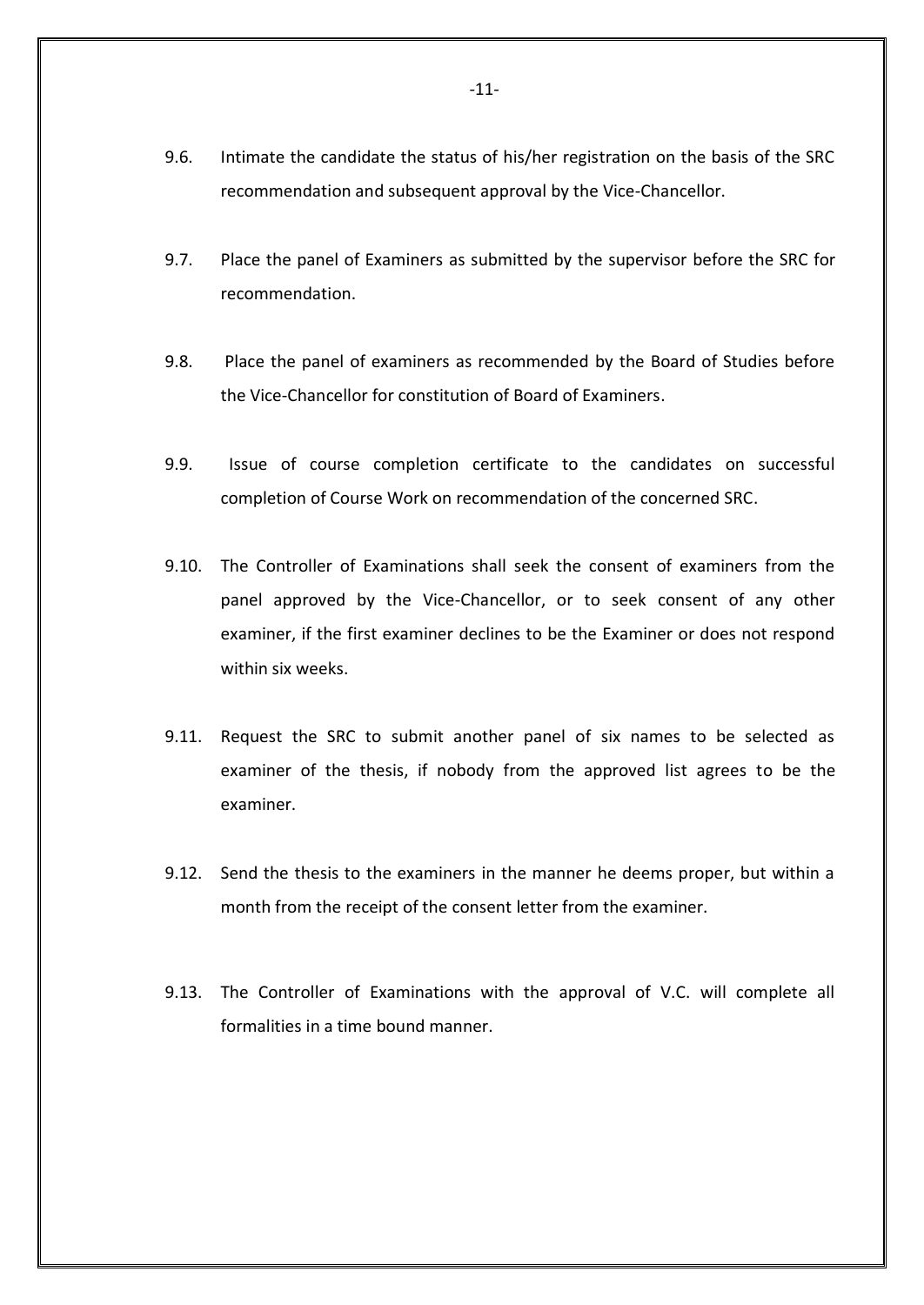9.6. Intimate the candidate the status of his/her registration on the basis of the SRC recommendation and subsequent approval by the Vice-Chancellor.

9.7. Place the panel of Examiners as submitted by the supervisor before the SRC for recommendation.

9.8. Place the panel of examiners as recommended by the Board of Studies before the Vice-Chancellor for constitution of Board of Examiners.

9.9. Issue of course completion certificate to the candidates on successful completion of Course Work on recommendation of the concerned SRC.

9.10. The Controller of Examinations shall seek the consent of examiners from the panel approved by the Vice-Chancellor, or to seek consent of any other examiner, if the first examiner declines to be the Examiner or does not respond within six weeks.

9.11. Request the SRC to submit another panel of six names to be selected as examiner of the thesis, if nobody from the approved list agrees to be the examiner.

9.12. Send the thesis to the examiners in the manner he deems proper, but within a month from the receipt of the consent letter from the examiner.

9.13. The Controller of Examinations with the approval of V.C. will complete all formalities in a time bound manner.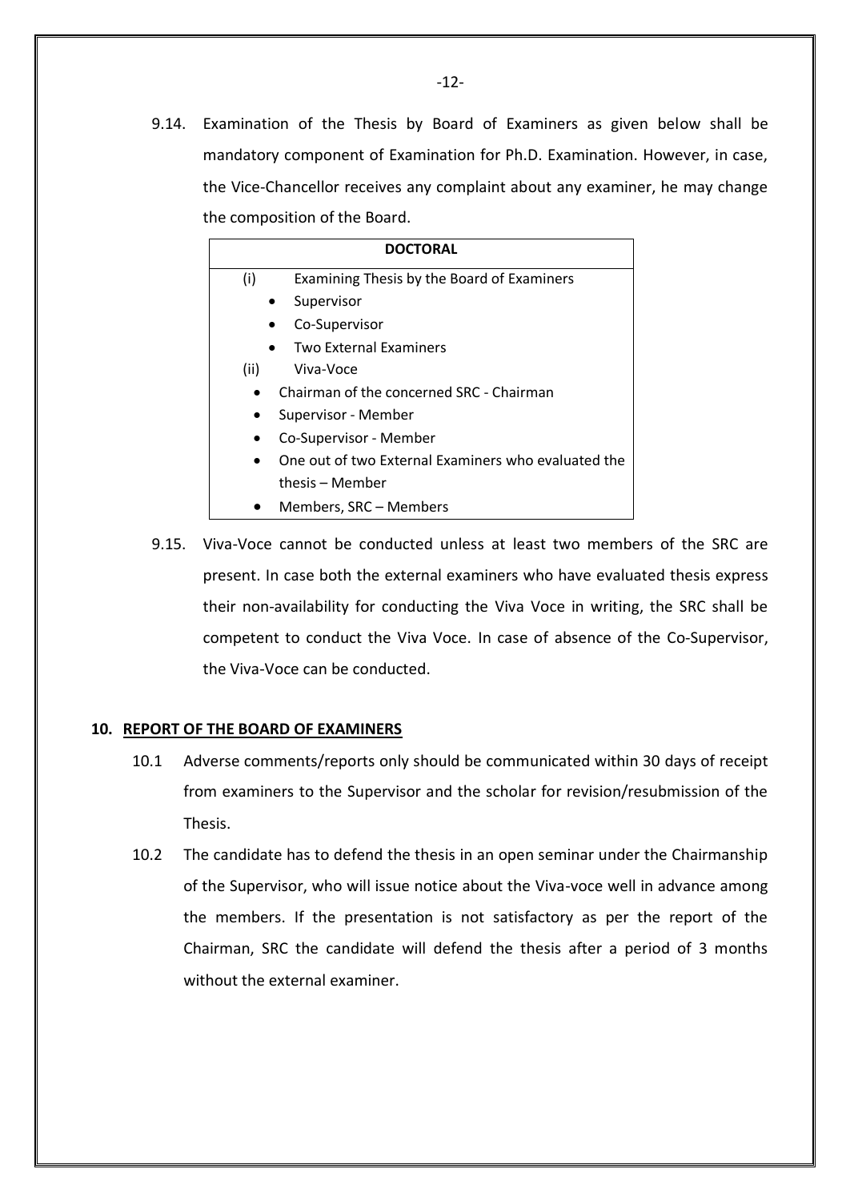9.14. Examination of the Thesis by Board of Examiners as given below shall be mandatory component of Examination for Ph.D. Examination. However, in case, the Vice-Chancellor receives any complaint about any examiner, he may change the composition of the Board.

| DOCTORAL |
| --- |
| (i) Examining Thesis by the Board of Examiners<br>• Supervisor<br>• Co-Supervisor<br>• Two External Examiners<br>(ii) Viva-Voce<br>• Chairman of the concerned SRC - Chairman<br>• Supervisor - Member<br>• Co-Supervisor - Member<br>• One out of two External Examiners who evaluated the thesis – Member<br>• Members, SRC – Members |

9.15. Viva-Voce cannot be conducted unless at least two members of the SRC are present. In case both the external examiners who have evaluated thesis express their non-availability for conducting the Viva Voce in writing, the SRC shall be competent to conduct the Viva Voce. In case of absence of the Co-Supervisor, the Viva-Voce can be conducted.

## 10. REPORT OF THE BOARD OF EXAMINERS

10.1 Adverse comments/reports only should be communicated within 30 days of receipt from examiners to the Supervisor and the scholar for revision/resubmission of the Thesis.

10.2 The candidate has to defend the thesis in an open seminar under the Chairmanship of the Supervisor, who will issue notice about the Viva-voce well in advance among the members. If the presentation is not satisfactory as per the report of the Chairman, SRC the candidate will defend the thesis after a period of 3 months without the external examiner.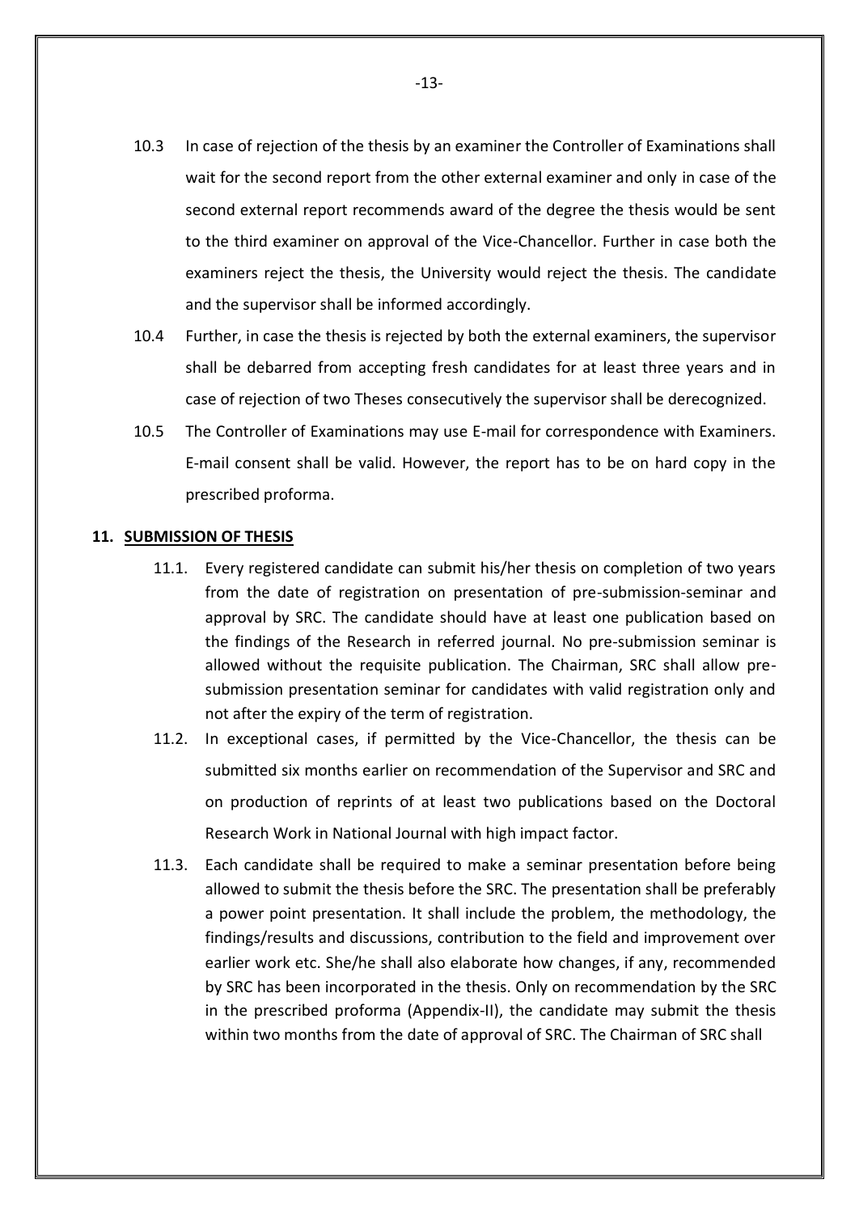10.3 In case of rejection of the thesis by an examiner the Controller of Examinations shall wait for the second report from the other external examiner and only in case of the second external report recommends award of the degree the thesis would be sent to the third examiner on approval of the Vice-Chancellor. Further in case both the examiners reject the thesis, the University would reject the thesis. The candidate and the supervisor shall be informed accordingly.

10.4 Further, in case the thesis is rejected by both the external examiners, the supervisor shall be debarred from accepting fresh candidates for at least three years and in case of rejection of two Theses consecutively the supervisor shall be derecognized.

10.5 The Controller of Examinations may use E-mail for correspondence with Examiners. E-mail consent shall be valid. However, the report has to be on hard copy in the prescribed proforma.

## 11. SUBMISSION OF THESIS

11.1. Every registered candidate can submit his/her thesis on completion of two years from the date of registration on presentation of pre-submission-seminar and approval by SRC. The candidate should have at least one publication based on the findings of the Research in referred journal. No pre-submission seminar is allowed without the requisite publication. The Chairman, SRC shall allow pre-submission presentation seminar for candidates with valid registration only and not after the expiry of the term of registration.

11.2. In exceptional cases, if permitted by the Vice-Chancellor, the thesis can be submitted six months earlier on recommendation of the Supervisor and SRC and on production of reprints of at least two publications based on the Doctoral Research Work in National Journal with high impact factor.

11.3. Each candidate shall be required to make a seminar presentation before being allowed to submit the thesis before the SRC. The presentation shall be preferably a power point presentation. It shall include the problem, the methodology, the findings/results and discussions, contribution to the field and improvement over earlier work etc. She/he shall also elaborate how changes, if any, recommended by SRC has been incorporated in the thesis. Only on recommendation by the SRC in the prescribed proforma (Appendix-II), the candidate may submit the thesis within two months from the date of approval of SRC. The Chairman of SRC shall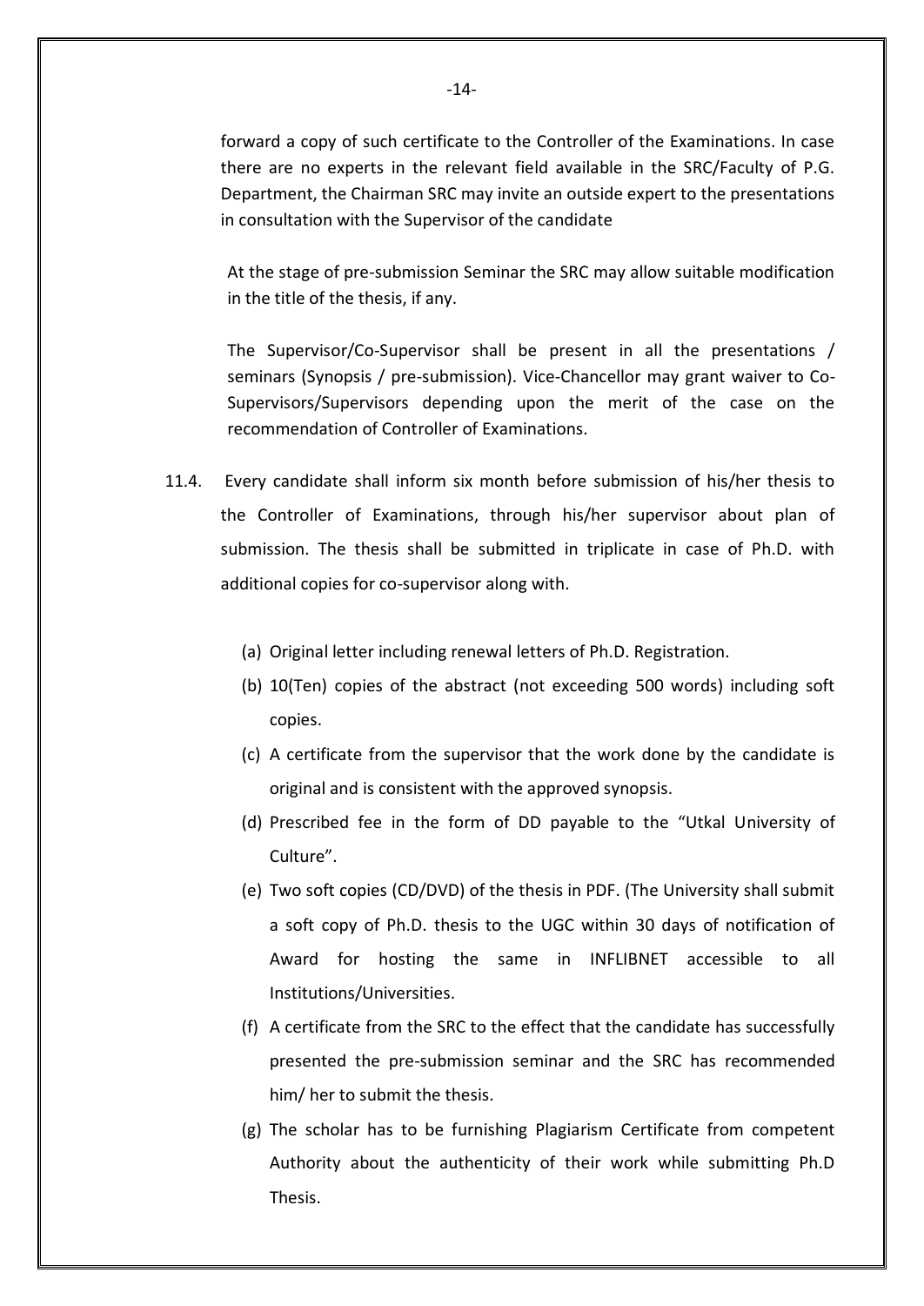forward a copy of such certificate to the Controller of the Examinations. In case there are no experts in the relevant field available in the SRC/Faculty of P.G. Department, the Chairman SRC may invite an outside expert to the presentations in consultation with the Supervisor of the candidate

At the stage of pre-submission Seminar the SRC may allow suitable modification in the title of the thesis, if any.

The Supervisor/Co-Supervisor shall be present in all the presentations / seminars (Synopsis / pre-submission). Vice-Chancellor may grant waiver to Co-Supervisors/Supervisors depending upon the merit of the case on the recommendation of Controller of Examinations.

11.4. Every candidate shall inform six month before submission of his/her thesis to the Controller of Examinations, through his/her supervisor about plan of submission. The thesis shall be submitted in triplicate in case of Ph.D. with additional copies for co-supervisor along with.

(a) Original letter including renewal letters of Ph.D. Registration.

(b) 10(Ten) copies of the abstract (not exceeding 500 words) including soft copies.

(c) A certificate from the supervisor that the work done by the candidate is original and is consistent with the approved synopsis.

(d) Prescribed fee in the form of DD payable to the "Utkal University of Culture".

(e) Two soft copies (CD/DVD) of the thesis in PDF. (The University shall submit a soft copy of Ph.D. thesis to the UGC within 30 days of notification of Award for hosting the same in INFLIBNET accessible to all Institutions/Universities.

(f) A certificate from the SRC to the effect that the candidate has successfully presented the pre-submission seminar and the SRC has recommended him/ her to submit the thesis.

(g) The scholar has to be furnishing Plagiarism Certificate from competent Authority about the authenticity of their work while submitting Ph.D Thesis.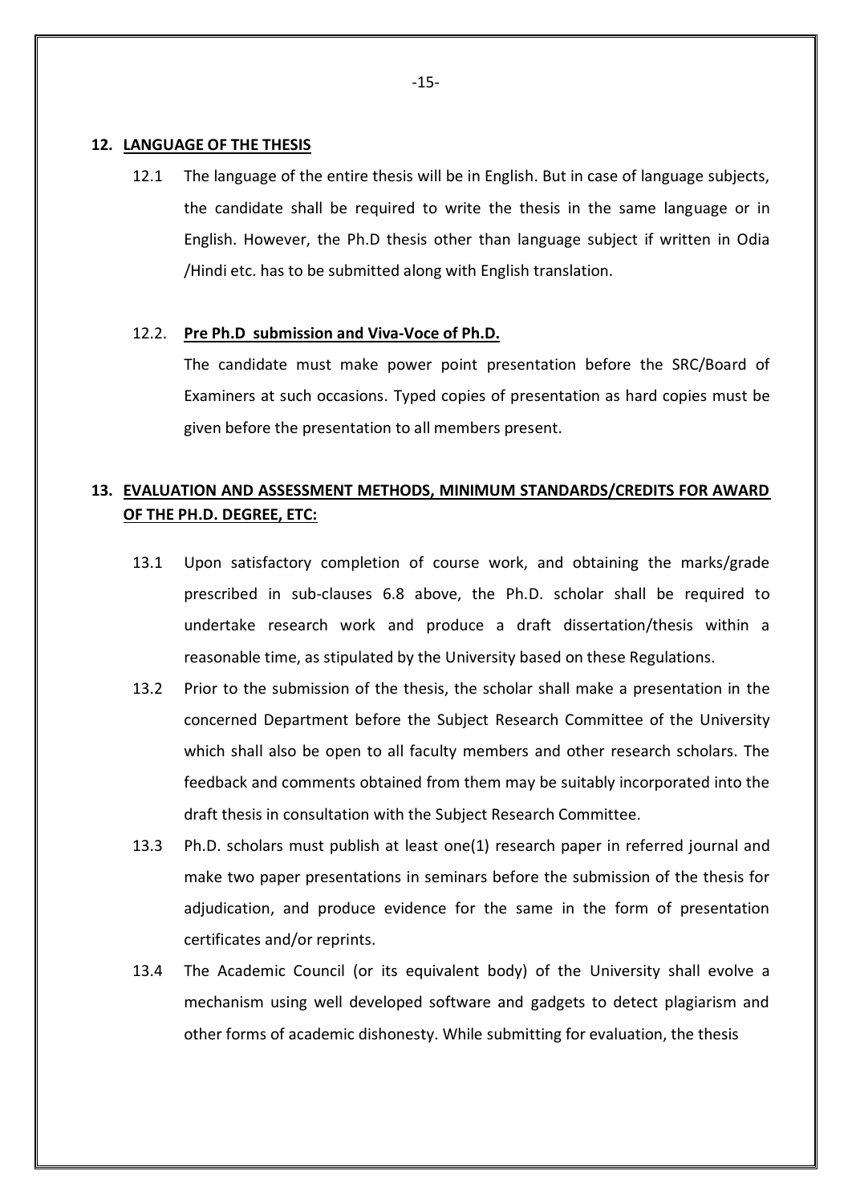## 12. LANGUAGE OF THE THESIS

12.1 The language of the entire thesis will be in English. But in case of language subjects, the candidate shall be required to write the thesis in the same language or in English. However, the Ph.D thesis other than language subject if written in Odia /Hindi etc. has to be submitted along with English translation.

12.2. **Pre Ph.D submission and Viva-Voce of Ph.D.**

The candidate must make power point presentation before the SRC/Board of Examiners at such occasions. Typed copies of presentation as hard copies must be given before the presentation to all members present.

## 13. EVALUATION AND ASSESSMENT METHODS, MINIMUM STANDARDS/CREDITS FOR AWARD OF THE PH.D. DEGREE, ETC:

13.1 Upon satisfactory completion of course work, and obtaining the marks/grade prescribed in sub-clauses 6.8 above, the Ph.D. scholar shall be required to undertake research work and produce a draft dissertation/thesis within a reasonable time, as stipulated by the University based on these Regulations.

13.2 Prior to the submission of the thesis, the scholar shall make a presentation in the concerned Department before the Subject Research Committee of the University which shall also be open to all faculty members and other research scholars. The feedback and comments obtained from them may be suitably incorporated into the draft thesis in consultation with the Subject Research Committee.

13.3 Ph.D. scholars must publish at least one(1) research paper in referred journal and make two paper presentations in seminars before the submission of the thesis for adjudication, and produce evidence for the same in the form of presentation certificates and/or reprints.

13.4 The Academic Council (or its equivalent body) of the University shall evolve a mechanism using well developed software and gadgets to detect plagiarism and other forms of academic dishonesty. While submitting for evaluation, the thesis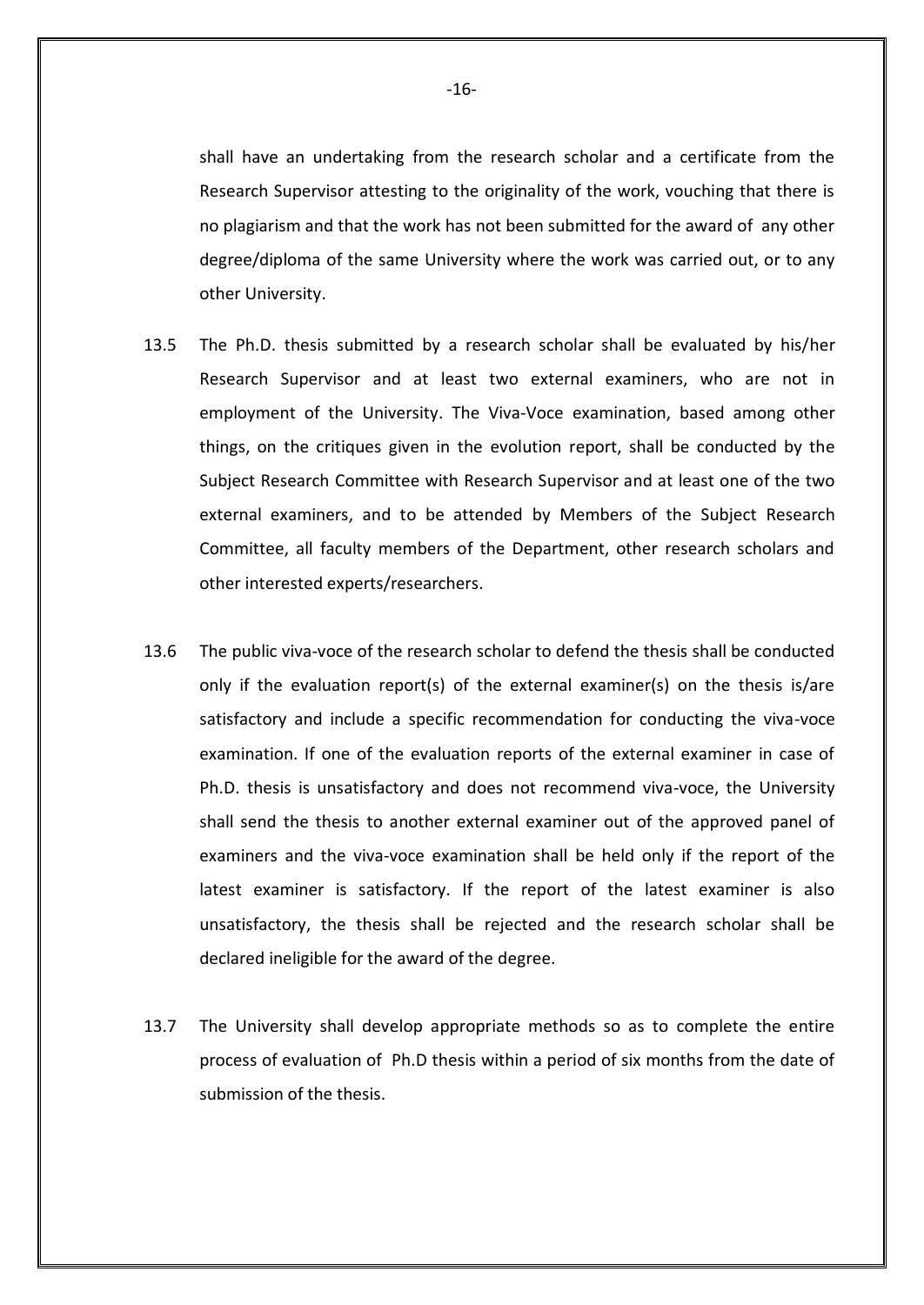shall have an undertaking from the research scholar and a certificate from the Research Supervisor attesting to the originality of the work, vouching that there is no plagiarism and that the work has not been submitted for the award of any other degree/diploma of the same University where the work was carried out, or to any other University.

13.5 The Ph.D. thesis submitted by a research scholar shall be evaluated by his/her Research Supervisor and at least two external examiners, who are not in employment of the University. The Viva-Voce examination, based among other things, on the critiques given in the evolution report, shall be conducted by the Subject Research Committee with Research Supervisor and at least one of the two external examiners, and to be attended by Members of the Subject Research Committee, all faculty members of the Department, other research scholars and other interested experts/researchers.

13.6 The public viva-voce of the research scholar to defend the thesis shall be conducted only if the evaluation report(s) of the external examiner(s) on the thesis is/are satisfactory and include a specific recommendation for conducting the viva-voce examination. If one of the evaluation reports of the external examiner in case of Ph.D. thesis is unsatisfactory and does not recommend viva-voce, the University shall send the thesis to another external examiner out of the approved panel of examiners and the viva-voce examination shall be held only if the report of the latest examiner is satisfactory. If the report of the latest examiner is also unsatisfactory, the thesis shall be rejected and the research scholar shall be declared ineligible for the award of the degree.

13.7 The University shall develop appropriate methods so as to complete the entire process of evaluation of Ph.D thesis within a period of six months from the date of submission of the thesis.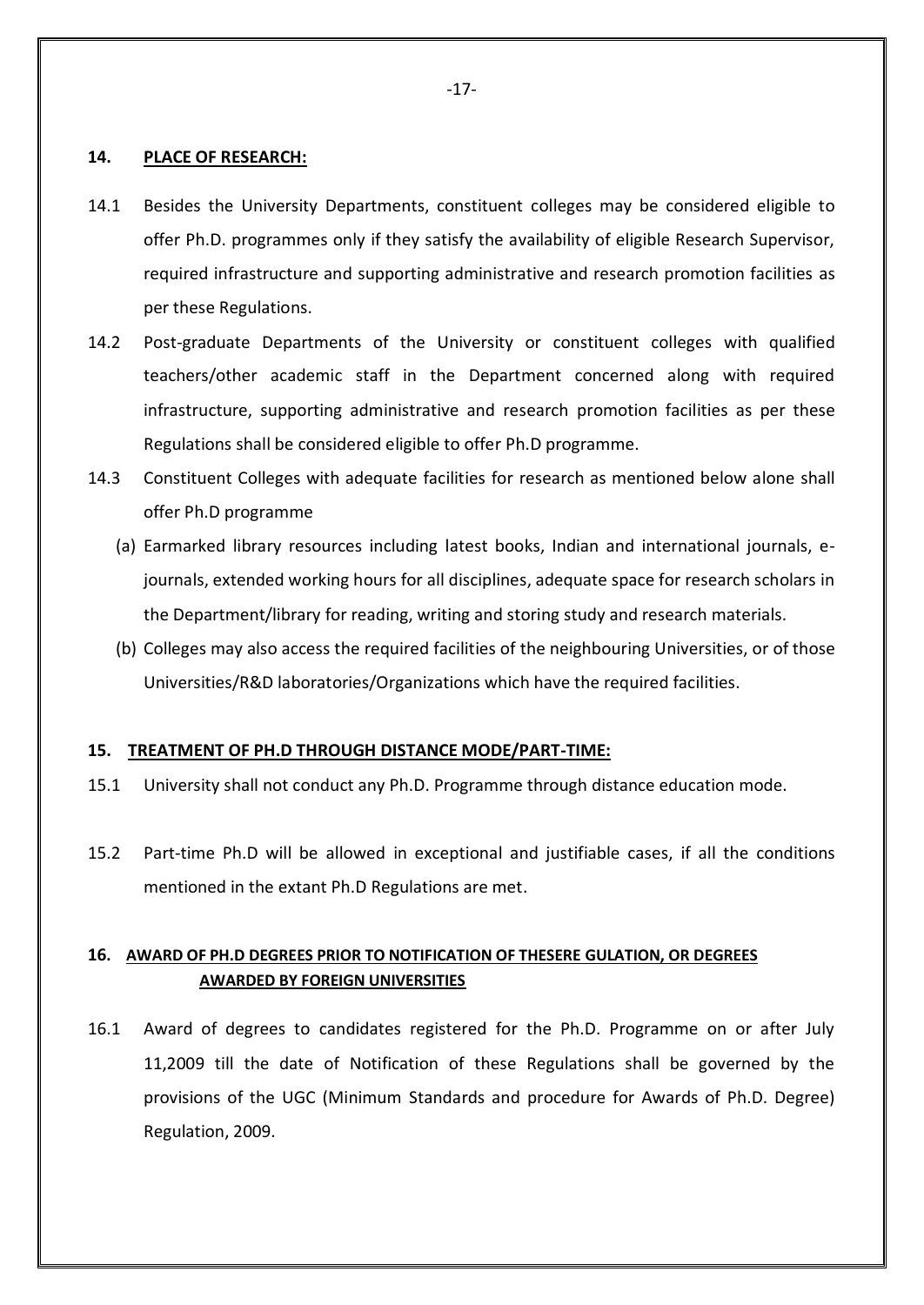## 14. PLACE OF RESEARCH:

14.1 Besides the University Departments, constituent colleges may be considered eligible to offer Ph.D. programmes only if they satisfy the availability of eligible Research Supervisor, required infrastructure and supporting administrative and research promotion facilities as per these Regulations.

14.2 Post-graduate Departments of the University or constituent colleges with qualified teachers/other academic staff in the Department concerned along with required infrastructure, supporting administrative and research promotion facilities as per these Regulations shall be considered eligible to offer Ph.D programme.

14.3 Constituent Colleges with adequate facilities for research as mentioned below alone shall offer Ph.D programme

(a) Earmarked library resources including latest books, Indian and international journals, e-journals, extended working hours for all disciplines, adequate space for research scholars in the Department/library for reading, writing and storing study and research materials.

(b) Colleges may also access the required facilities of the neighbouring Universities, or of those Universities/R&D laboratories/Organizations which have the required facilities.

## 15. TREATMENT OF PH.D THROUGH DISTANCE MODE/PART-TIME:

15.1 University shall not conduct any Ph.D. Programme through distance education mode.

15.2 Part-time Ph.D will be allowed in exceptional and justifiable cases, if all the conditions mentioned in the extant Ph.D Regulations are met.

## 16. AWARD OF PH.D DEGREES PRIOR TO NOTIFICATION OF THESERE GULATION, OR DEGREES AWARDED BY FOREIGN UNIVERSITIES

16.1 Award of degrees to candidates registered for the Ph.D. Programme on or after July 11,2009 till the date of Notification of these Regulations shall be governed by the provisions of the UGC (Minimum Standards and procedure for Awards of Ph.D. Degree) Regulation, 2009.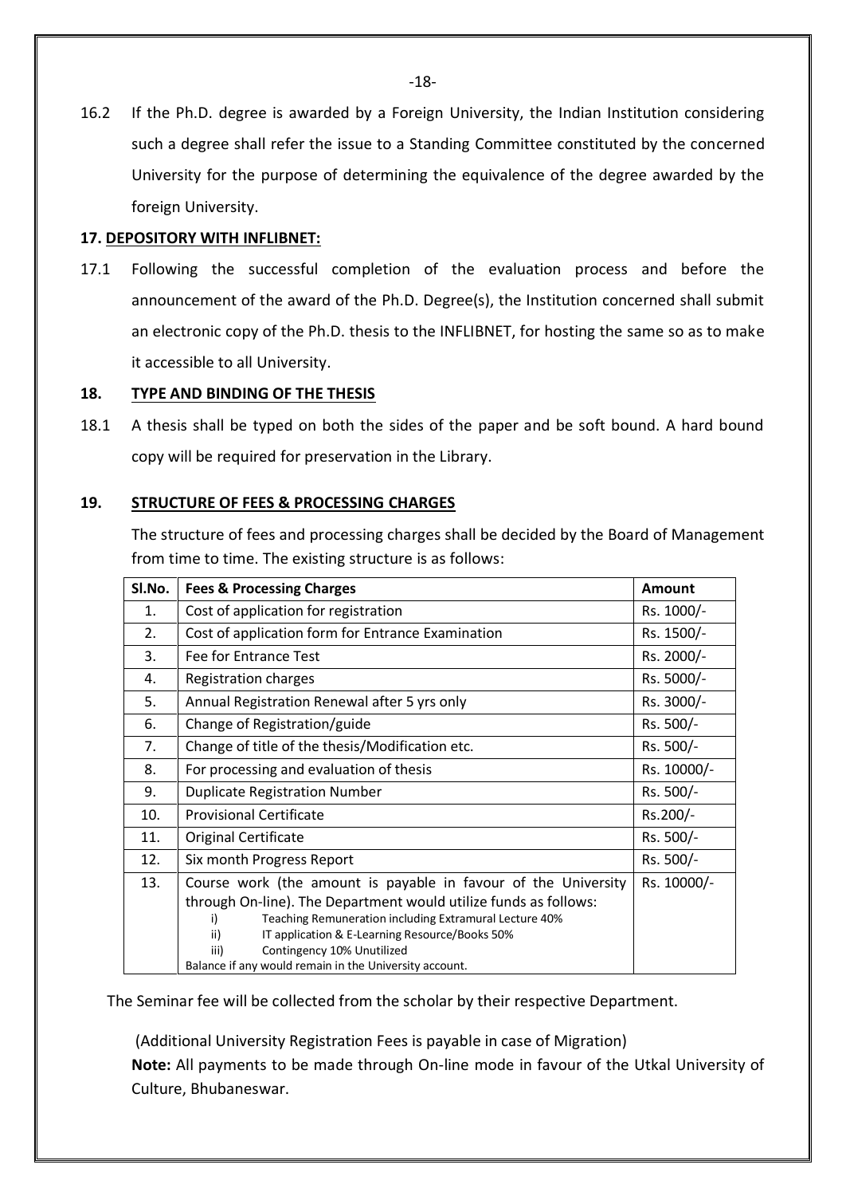16.2 If the Ph.D. degree is awarded by a Foreign University, the Indian Institution considering such a degree shall refer the issue to a Standing Committee constituted by the concerned University for the purpose of determining the equivalence of the degree awarded by the foreign University.

## 17. DEPOSITORY WITH INFLIBNET:

17.1 Following the successful completion of the evaluation process and before the announcement of the award of the Ph.D. Degree(s), the Institution concerned shall submit an electronic copy of the Ph.D. thesis to the INFLIBNET, for hosting the same so as to make it accessible to all University.

## 18. TYPE AND BINDING OF THE THESIS

18.1 A thesis shall be typed on both the sides of the paper and be soft bound. A hard bound copy will be required for preservation in the Library.

## 19. STRUCTURE OF FEES & PROCESSING CHARGES

The structure of fees and processing charges shall be decided by the Board of Management from time to time. The existing structure is as follows:

| Sl.No. | Fees & Processing Charges | Amount |
|---|---|---|
| 1. | Cost of application for registration | Rs. 1000/- |
| 2. | Cost of application form for Entrance Examination | Rs. 1500/- |
| 3. | Fee for Entrance Test | Rs. 2000/- |
| 4. | Registration charges | Rs. 5000/- |
| 5. | Annual Registration Renewal after 5 yrs only | Rs. 3000/- |
| 6. | Change of Registration/guide | Rs. 500/- |
| 7. | Change of title of the thesis/Modification etc. | Rs. 500/- |
| 8. | For processing and evaluation of thesis | Rs. 10000/- |
| 9. | Duplicate Registration Number | Rs. 500/- |
| 10. | Provisional Certificate | Rs.200/- |
| 11. | Original Certificate | Rs. 500/- |
| 12. | Six month Progress Report | Rs. 500/- |
| 13. | Course work (the amount is payable in favour of the University through On-line). The Department would utilize funds as follows: i) Teaching Remuneration including Extramural Lecture 40% ii) IT application & E-Learning Resource/Books 50% iii) Contingency 10% Unutilized. Balance if any would remain in the University account. | Rs. 10000/- |

The Seminar fee will be collected from the scholar by their respective Department.

(Additional University Registration Fees is payable in case of Migration)

**Note:** All payments to be made through On-line mode in favour of the Utkal University of Culture, Bhubaneswar.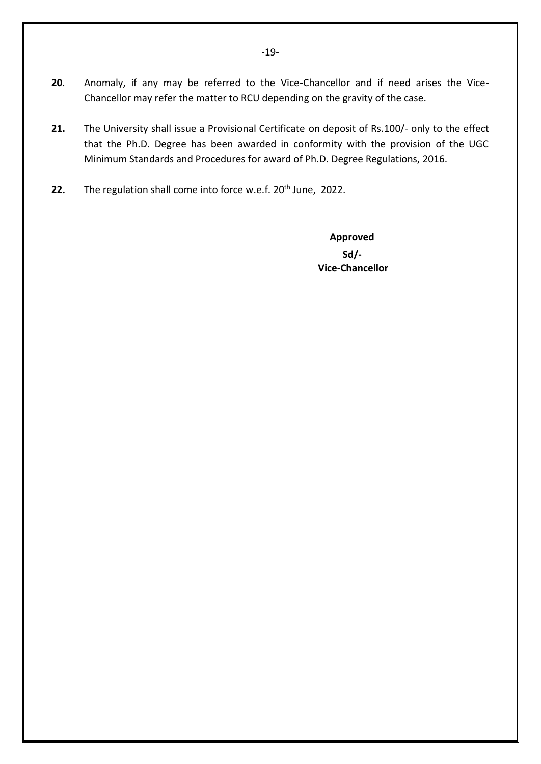**20**. Anomaly, if any may be referred to the Vice-Chancellor and if need arises the Vice-Chancellor may refer the matter to RCU depending on the gravity of the case.

**21.** The University shall issue a Provisional Certificate on deposit of Rs.100/- only to the effect that the Ph.D. Degree has been awarded in conformity with the provision of the UGC Minimum Standards and Procedures for award of Ph.D. Degree Regulations, 2016.

**22.** The regulation shall come into force w.e.f. 20th June, 2022.

**Approved**

**Sd/-**

**Vice-Chancellor**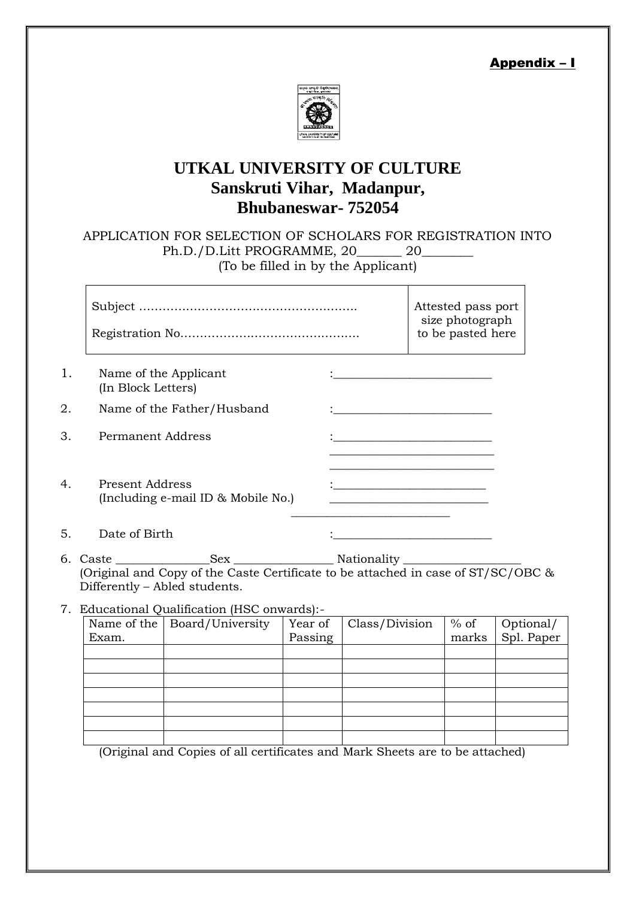**Appendix – I**

# UTKAL UNIVERSITY OF CULTURE
## Sanskruti Vihar, Madanpur,
## Bhubaneswar- 752054

APPLICATION FOR SELECTION OF SCHOLARS FOR REGISTRATION INTO Ph.D./D.Litt PROGRAMME, 20_______ 20________
(To be filled in by the Applicant)

| Subject ……………………………………………….. <br> Registration No……………………………………… | Attested pass port size photograph to be pasted here |
|---|---|

1. Name of the Applicant (In Block Letters) :___________________________
2. Name of the Father/Husband :___________________________
3. Permanent Address :___________________________
   ___________________________
   ___________________________
4. Present Address (Including e-mail ID & Mobile No.) :__________________________
   ___________________________
   ___________________________
5. Date of Birth :___________________________
6. Caste ________________Sex _________________ Nationality ____________________
   (Original and Copy of the Caste Certificate to be attached in case of ST/SC/OBC & Differently – Abled students.
7. Educational Qualification (HSC onwards):-

| Name of the Exam. | Board/University | Year of Passing | Class/Division | % of marks | Optional/ Spl. Paper |
|---|---|---|---|---|---|
| | | | | | |
| | | | | | |
| | | | | | |
| | | | | | |
| | | | | | |
| | | | | | |
| | | | | | |

(Original and Copies of all certificates and Mark Sheets are to be attached)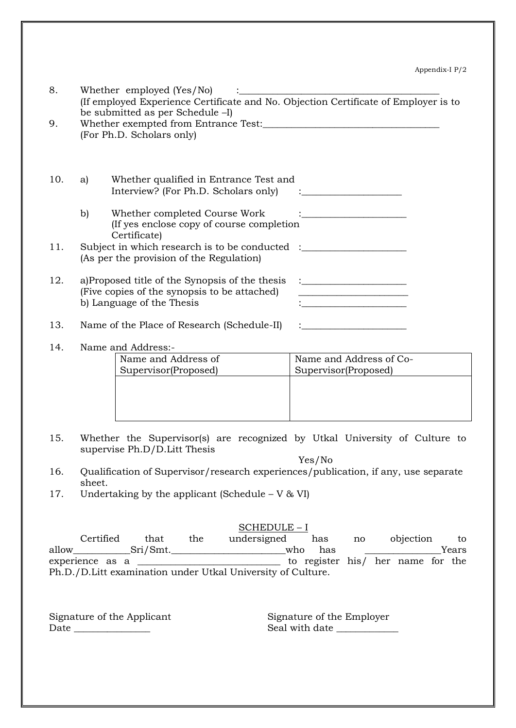Appendix-I P/2

8. Whether employed (Yes/No) :\_\_\_\_\_\_\_\_\_\_\_\_\_\_\_\_\_\_\_\_\_\_\_\_\_\_\_\_\_\_\_\_\_\_\_\_\_\_\_\_
   (If employed Experience Certificate and No. Objection Certificate of Employer is to be submitted as per Schedule –I)
9. Whether exempted from Entrance Test:\_\_\_\_\_\_\_\_\_\_\_\_\_\_\_\_\_\_\_\_\_\_\_\_\_\_\_\_\_\_\_\_\_\_\_\_
   (For Ph.D. Scholars only)

10. a) Whether qualified in Entrance Test and Interview? (For Ph.D. Scholars only) :\_\_\_\_\_\_\_\_\_\_\_\_\_\_\_\_\_\_\_\_

    b) Whether completed Course Work :\_\_\_\_\_\_\_\_\_\_\_\_\_\_\_\_\_\_\_\_\_
    (If yes enclose copy of course completion Certificate)
11. Subject in which research is to be conducted :\_\_\_\_\_\_\_\_\_\_\_\_\_\_\_\_\_\_\_\_\_
    (As per the provision of the Regulation)

12. a)Proposed title of the Synopsis of the thesis :\_\_\_\_\_\_\_\_\_\_\_\_\_\_\_\_\_\_\_\_\_
    (Five copies of the synopsis to be attached) \_\_\_\_\_\_\_\_\_\_\_\_\_\_\_\_\_\_\_\_\_\_
    b) Language of the Thesis :\_\_\_\_\_\_\_\_\_\_\_\_\_\_\_\_\_\_\_\_\_

13. Name of the Place of Research (Schedule-II) :\_\_\_\_\_\_\_\_\_\_\_\_\_\_\_\_\_\_\_\_\_

14. Name and Address:-

| Name and Address of Supervisor(Proposed) | Name and Address of Co-Supervisor(Proposed) |
|---|---|
| | |

15. Whether the Supervisor(s) are recognized by Utkal University of Culture to supervise Ph.D/D.Litt Thesis
    Yes/No
16. Qualification of Supervisor/research experiences/publication, if any, use separate sheet.
17. Undertaking by the applicant (Schedule – V & VI)

<u>SCHEDULE – I</u>

Certified that the undersigned has no objection to allow\_\_\_\_\_\_\_\_\_\_\_Sri/Smt.\_\_\_\_\_\_\_\_\_\_\_\_\_\_\_\_\_\_\_\_\_\_\_who has \_\_\_\_\_\_\_\_\_\_\_\_\_\_\_Years experience as a \_\_\_\_\_\_\_\_\_\_\_\_\_\_\_\_\_\_\_\_\_\_\_\_\_\_\_\_ to register his/ her name for the Ph.D./D.Litt examination under Utkal University of Culture.

Signature of the Applicant
Date \_\_\_\_\_\_\_\_\_\_\_\_\_\_\_

Signature of the Employer
Seal with date \_\_\_\_\_\_\_\_\_\_\_\_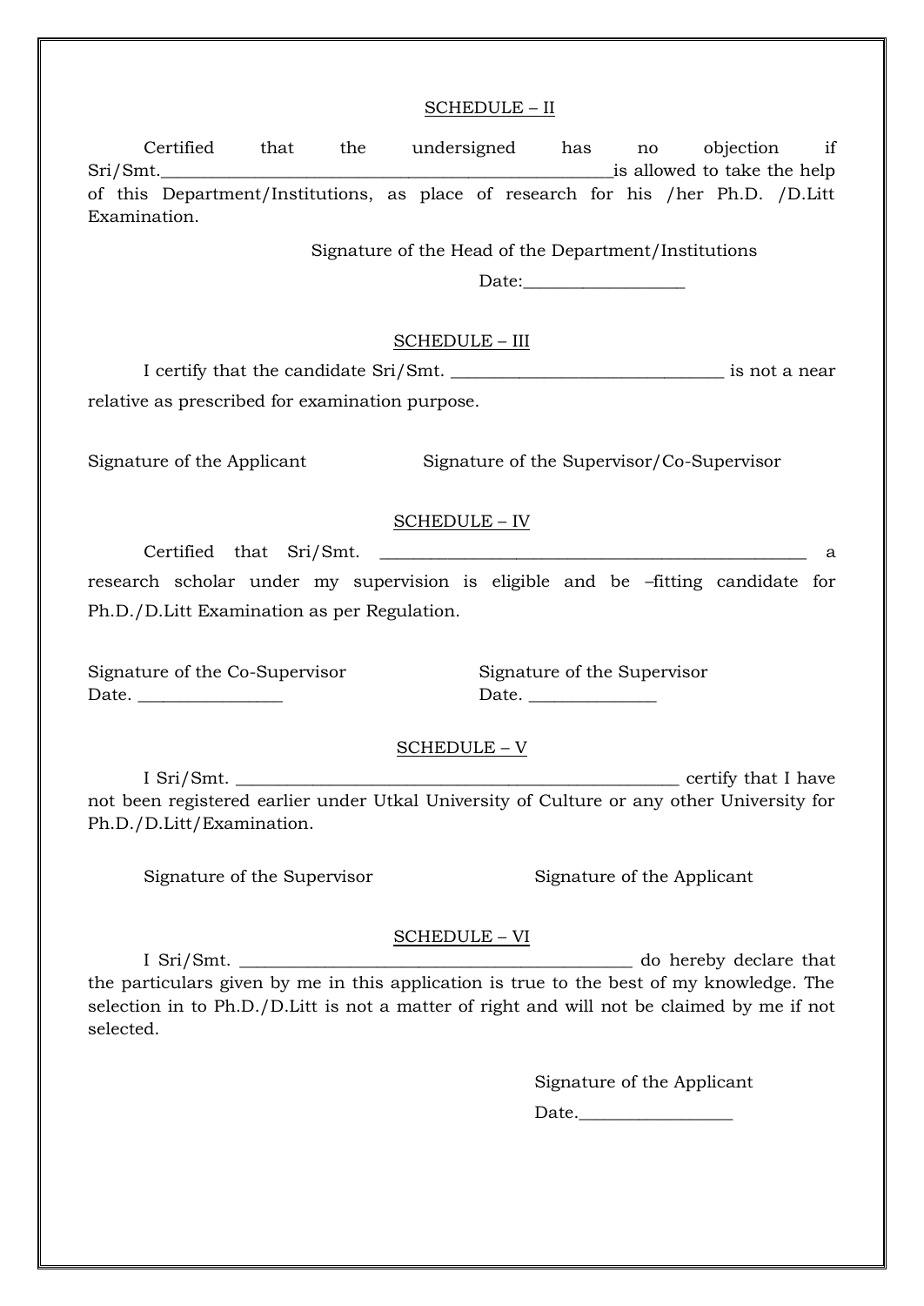## SCHEDULE – II

Certified that the undersigned has no objection if Sri/Smt.____________________________________________________is allowed to take the help of this Department/Institutions, as place of research for his /her Ph.D. /D.Litt Examination.

Signature of the Head of the Department/Institutions

Date:__________________

## SCHEDULE – III

I certify that the candidate Sri/Smt. ______________________________ is not a near relative as prescribed for examination purpose.

Signature of the Applicant

Signature of the Supervisor/Co-Supervisor

## SCHEDULE – IV

Certified that Sri/Smt. ________________________________________________ a research scholar under my supervision is eligible and be –fitting candidate for Ph.D./D.Litt Examination as per Regulation.

Signature of the Co-Supervisor
Date. ________________

Signature of the Supervisor
Date. ______________

## SCHEDULE – V

I Sri/Smt. __________________________________________________ certify that I have not been registered earlier under Utkal University of Culture or any other University for Ph.D./D.Litt/Examination.

Signature of the Supervisor

Signature of the Applicant

## SCHEDULE – VI

I Sri/Smt. ____________________________________________ do hereby declare that the particulars given by me in this application is true to the best of my knowledge. The selection in to Ph.D./D.Litt is not a matter of right and will not be claimed by me if not selected.

Signature of the Applicant

Date.__________________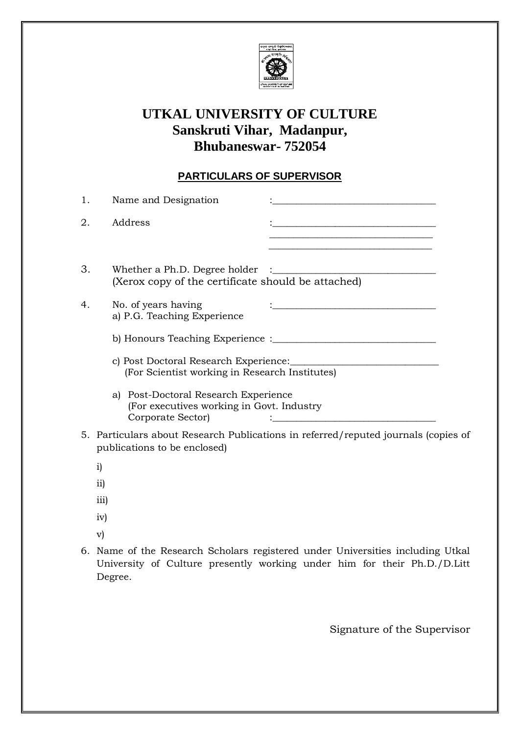# UTKAL UNIVERSITY OF CULTURE
## Sanskruti Vihar, Madanpur,
## Bhubaneswar- 752054

### PARTICULARS OF SUPERVISOR

1. Name and Designation :________________________________

2. Address :________________________________
________________________________
________________________________

3. Whether a Ph.D. Degree holder :________________________________
(Xerox copy of the certificate should be attached)

4. No. of years having :________________________________
a) P.G. Teaching Experience

   b) Honours Teaching Experience :________________________________

   c) Post Doctoral Research Experience:______________________________
   (For Scientist working in Research Institutes)

   a) Post-Doctoral Research Experience
   (For executives working in Govt. Industry
   Corporate Sector) :________________________________

5. Particulars about Research Publications in referred/reputed journals (copies of publications to be enclosed)

   i)

   ii)

   iii)

   iv)

   v)

6. Name of the Research Scholars registered under Universities including Utkal University of Culture presently working under him for their Ph.D./D.Litt Degree.

Signature of the Supervisor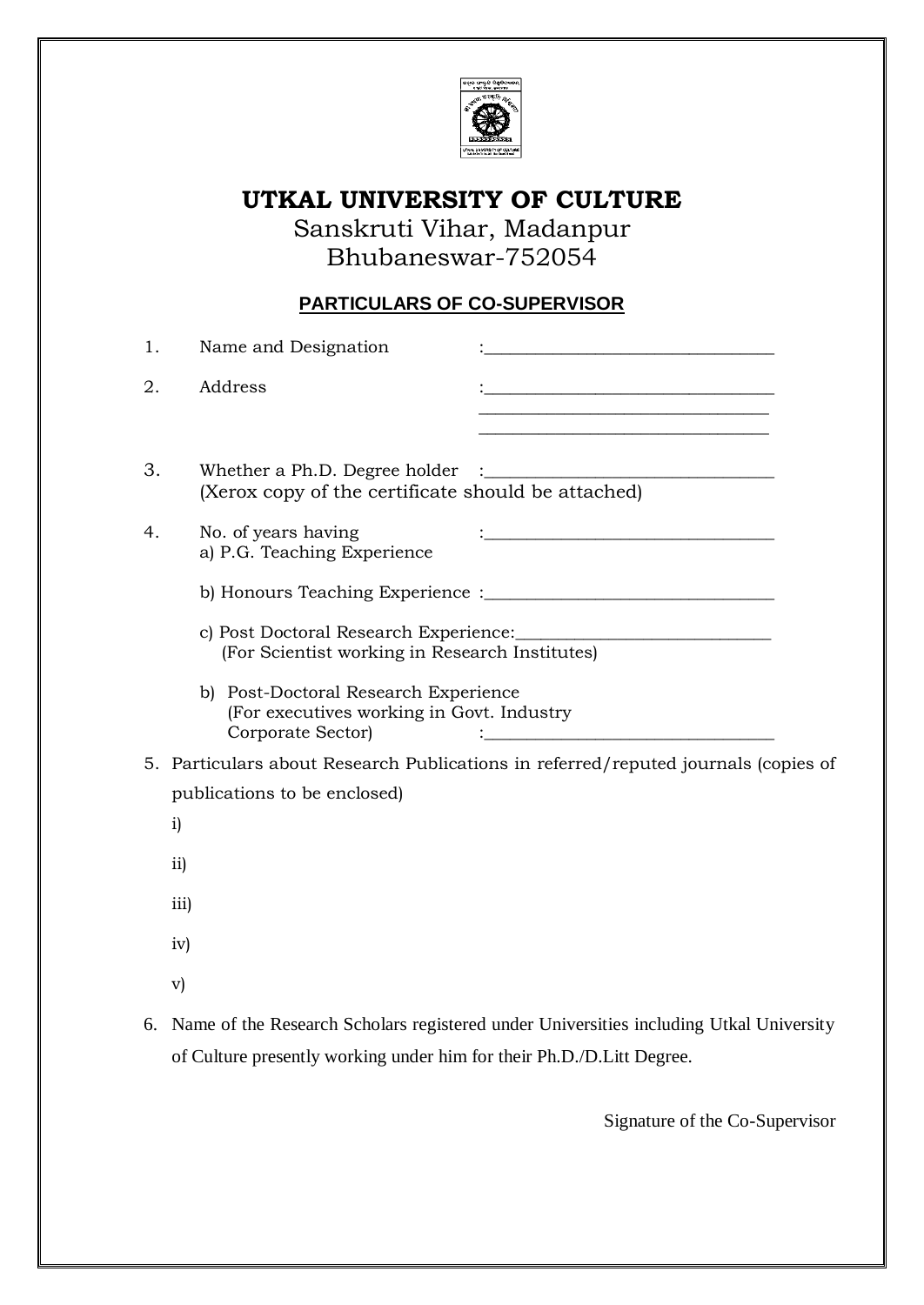# UTKAL UNIVERSITY OF CULTURE

Sanskruti Vihar, Madanpur
Bhubaneswar-752054

## PARTICULARS OF CO-SUPERVISOR

1. Name and Designation :________________________________

2. Address :________________________________
________________________________
________________________________

3. Whether a Ph.D. Degree holder :________________________________
(Xerox copy of the certificate should be attached)

4. No. of years having :________________________________
a) P.G. Teaching Experience

b) Honours Teaching Experience :________________________________

c) Post Doctoral Research Experience:____________________________
(For Scientist working in Research Institutes)

b) Post-Doctoral Research Experience
(For executives working in Govt. Industry
Corporate Sector) :________________________________

5. Particulars about Research Publications in referred/reputed journals (copies of publications to be enclosed)

i)

ii)

iii)

iv)

v)

6. Name of the Research Scholars registered under Universities including Utkal University of Culture presently working under him for their Ph.D./D.Litt Degree.

Signature of the Co-Supervisor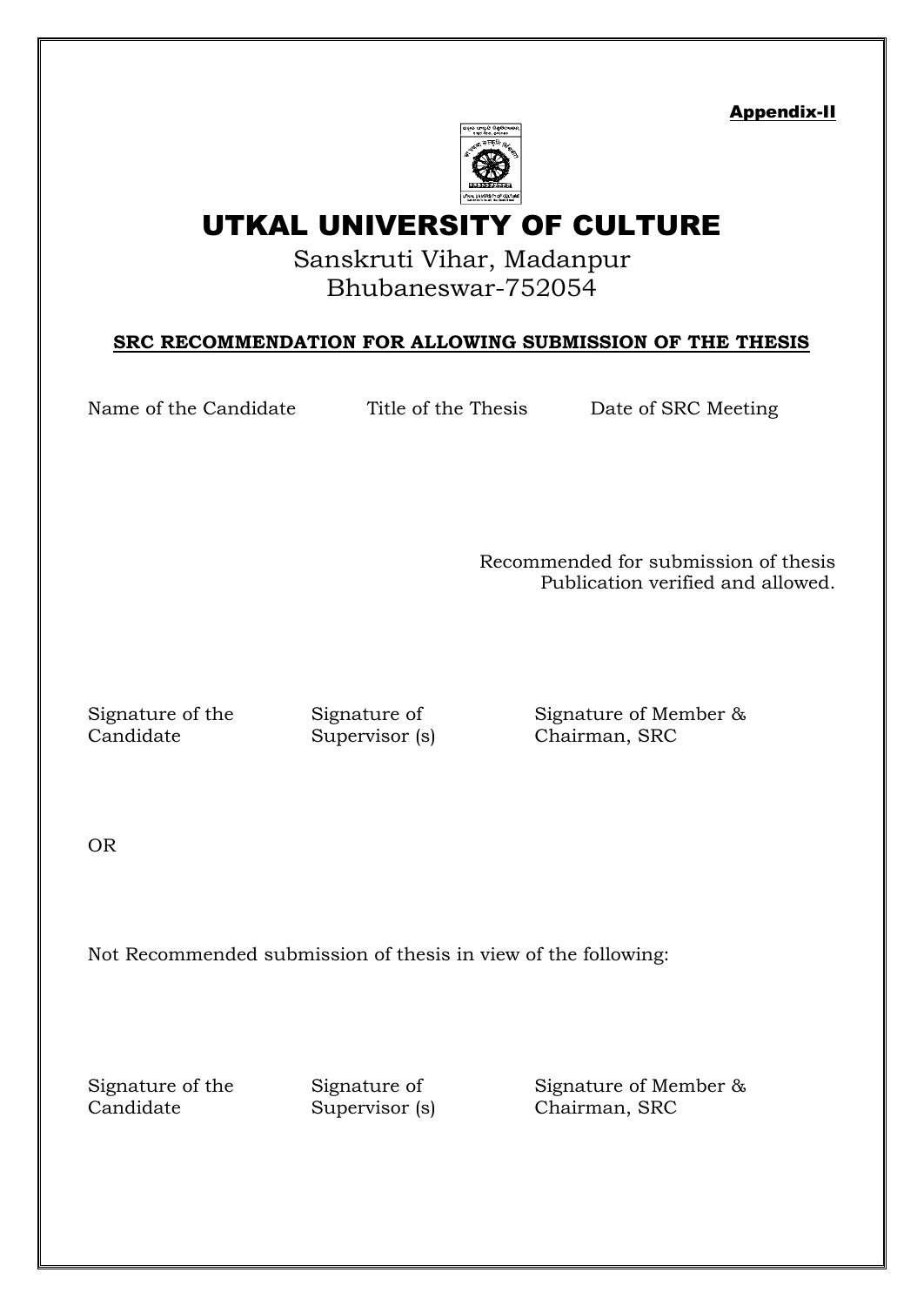**Appendix-II**

# UTKAL UNIVERSITY OF CULTURE

Sanskruti Vihar, Madanpur
Bhubaneswar-752054

**SRC RECOMMENDATION FOR ALLOWING SUBMISSION OF THE THESIS**

| Name of the Candidate | Title of the Thesis | Date of SRC Meeting |
|---|---|---|
| | | |

Recommended for submission of thesis
Publication verified and allowed.

| Signature of the Candidate | Signature of Supervisor (s) | Signature of Member & Chairman, SRC |
|---|---|---|

OR

Not Recommended submission of thesis in view of the following:

| Signature of the Candidate | Signature of Supervisor (s) | Signature of Member & Chairman, SRC |
|---|---|---|